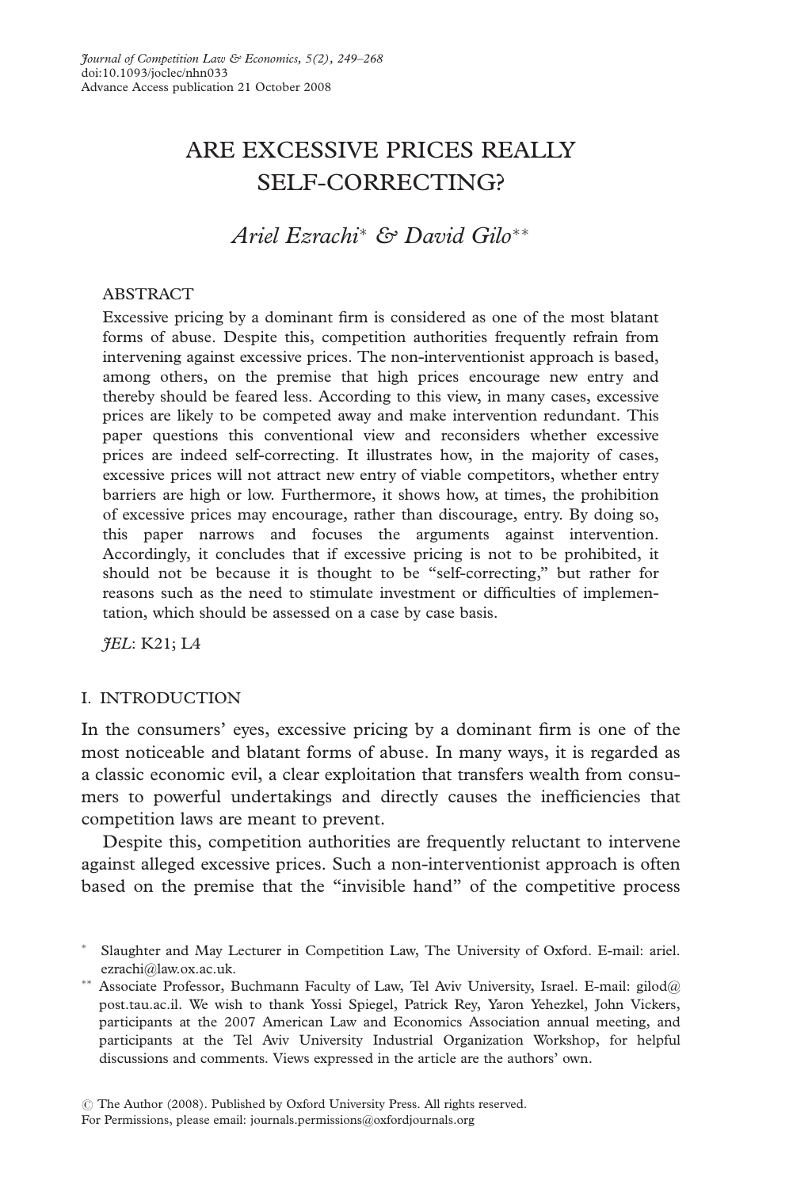# ARE EXCESSIVE PRICES REALLY SELF-CORRECTING?

*Ariel Ezrachi*[*] *& David Gilo*[**]

ABSTRACT

Excessive pricing by a dominant firm is considered as one of the most blatant forms of abuse. Despite this, competition authorities frequently refrain from intervening against excessive prices. The non-interventionist approach is based, among others, on the premise that high prices encourage new entry and thereby should be feared less. According to this view, in many cases, excessive prices are likely to be competed away and make intervention redundant. This paper questions this conventional view and reconsiders whether excessive prices are indeed self-correcting. It illustrates how, in the majority of cases, excessive prices will not attract new entry of viable competitors, whether entry barriers are high or low. Furthermore, it shows how, at times, the prohibition of excessive prices may encourage, rather than discourage, entry. By doing so, this paper narrows and focuses the arguments against intervention. Accordingly, it concludes that if excessive pricing is not to be prohibited, it should not be because it is thought to be "self-correcting," but rather for reasons such as the need to stimulate investment or difficulties of implementation, which should be assessed on a case by case basis.

*JEL*: K21; L4

## I. INTRODUCTION

In the consumers' eyes, excessive pricing by a dominant firm is one of the most noticeable and blatant forms of abuse. In many ways, it is regarded as a classic economic evil, a clear exploitation that transfers wealth from consumers to powerful undertakings and directly causes the inefficiencies that competition laws are meant to prevent.

Despite this, competition authorities are frequently reluctant to intervene against alleged excessive prices. Such a non-interventionist approach is often based on the premise that the "invisible hand" of the competitive process

[*] Slaughter and May Lecturer in Competition Law, The University of Oxford. E-mail: ariel.ezrachi@law.ox.ac.uk.

[**] Associate Professor, Buchmann Faculty of Law, Tel Aviv University, Israel. E-mail: gilod@post.tau.ac.il. We wish to thank Yossi Spiegel, Patrick Rey, Yaron Yehezkel, John Vickers, participants at the 2007 American Law and Economics Association annual meeting, and participants at the Tel Aviv University Industrial Organization Workshop, for helpful discussions and comments. Views expressed in the article are the authors' own.

© The Author (2008). Published by Oxford University Press. All rights reserved.
For Permissions, please email: journals.permissions@oxfordjournals.org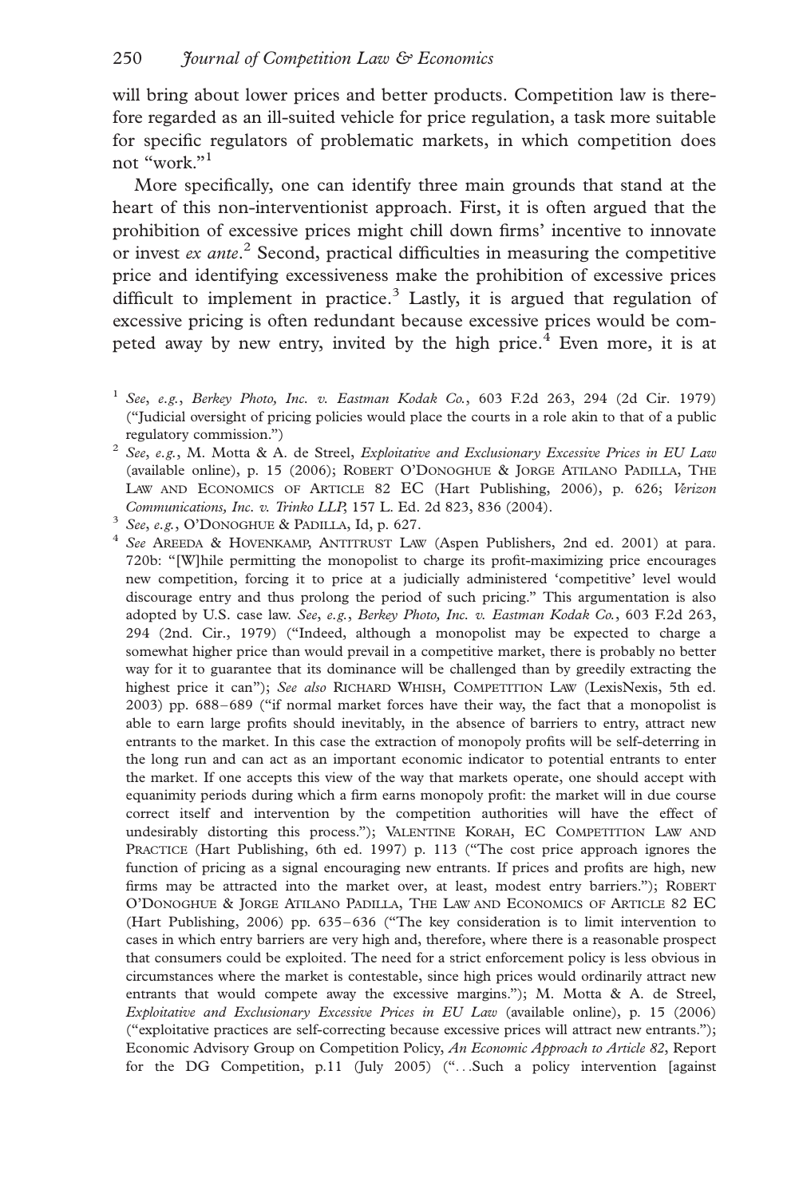will bring about lower prices and better products. Competition law is therefore regarded as an ill-suited vehicle for price regulation, a task more suitable for specific regulators of problematic markets, in which competition does not "work."[1]

More specifically, one can identify three main grounds that stand at the heart of this non-interventionist approach. First, it is often argued that the prohibition of excessive prices might chill down firms' incentive to innovate or invest *ex ante*.[2] Second, practical difficulties in measuring the competitive price and identifying excessiveness make the prohibition of excessive prices difficult to implement in practice.[3] Lastly, it is argued that regulation of excessive pricing is often redundant because excessive prices would be competed away by new entry, invited by the high price.[4] Even more, it is at

---

[1] *See*, *e.g.*, *Berkey Photo, Inc. v. Eastman Kodak Co.*, 603 F.2d 263, 294 (2d Cir. 1979) ("Judicial oversight of pricing policies would place the courts in a role akin to that of a public regulatory commission.")

[2] *See*, *e.g.*, M. Motta & A. de Streel, *Exploitative and Exclusionary Excessive Prices in EU Law* (available online), p. 15 (2006); ROBERT O'DONOGHUE & JORGE ATILANO PADILLA, THE LAW AND ECONOMICS OF ARTICLE 82 EC (Hart Publishing, 2006), p. 626; *Verizon Communications, Inc. v. Trinko LLP*, 157 L. Ed. 2d 823, 836 (2004).

[3] *See*, *e.g.*, O'DONOGHUE & PADILLA, Id, p. 627.

[4] *See* AREEDA & HOVENKAMP, ANTITRUST LAW (Aspen Publishers, 2nd ed. 2001) at para. 720b: "[W]hile permitting the monopolist to charge its profit-maximizing price encourages new competition, forcing it to price at a judicially administered 'competitive' level would discourage entry and thus prolong the period of such pricing." This argumentation is also adopted by U.S. case law. *See*, *e.g.*, *Berkey Photo, Inc. v. Eastman Kodak Co.*, 603 F.2d 263, 294 (2nd. Cir., 1979) ("Indeed, although a monopolist may be expected to charge a somewhat higher price than would prevail in a competitive market, there is probably no better way for it to guarantee that its dominance will be challenged than by greedily extracting the highest price it can"); *See also* RICHARD WHISH, COMPETITION LAW (LexisNexis, 5th ed. 2003) pp. 688–689 ("if normal market forces have their way, the fact that a monopolist is able to earn large profits should inevitably, in the absence of barriers to entry, attract new entrants to the market. In this case the extraction of monopoly profits will be self-deterring in the long run and can act as an important economic indicator to potential entrants to enter the market. If one accepts this view of the way that markets operate, one should accept with equanimity periods during which a firm earns monopoly profit: the market will in due course correct itself and intervention by the competition authorities will have the effect of undesirably distorting this process."); VALENTINE KORAH, EC COMPETITION LAW AND PRACTICE (Hart Publishing, 6th ed. 1997) p. 113 ("The cost price approach ignores the function of pricing as a signal encouraging new entrants. If prices and profits are high, new firms may be attracted into the market over, at least, modest entry barriers."); ROBERT O'DONOGHUE & JORGE ATILANO PADILLA, THE LAW AND ECONOMICS OF ARTICLE 82 EC (Hart Publishing, 2006) pp. 635–636 ("The key consideration is to limit intervention to cases in which entry barriers are very high and, therefore, where there is a reasonable prospect that consumers could be exploited. The need for a strict enforcement policy is less obvious in circumstances where the market is contestable, since high prices would ordinarily attract new entrants that would compete away the excessive margins."); M. Motta & A. de Streel, *Exploitative and Exclusionary Excessive Prices in EU Law* (available online), p. 15 (2006) ("exploitative practices are self-correcting because excessive prices will attract new entrants."); Economic Advisory Group on Competition Policy, *An Economic Approach to Article 82*, Report for the DG Competition, p.11 (July 2005) ("...Such a policy intervention [against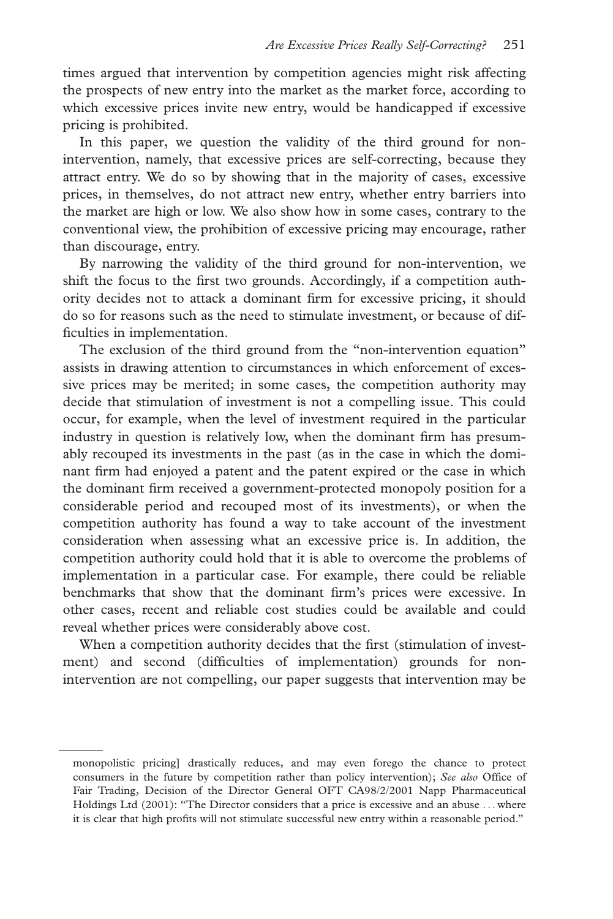times argued that intervention by competition agencies might risk affecting the prospects of new entry into the market as the market force, according to which excessive prices invite new entry, would be handicapped if excessive pricing is prohibited.

In this paper, we question the validity of the third ground for non-intervention, namely, that excessive prices are self-correcting, because they attract entry. We do so by showing that in the majority of cases, excessive prices, in themselves, do not attract new entry, whether entry barriers into the market are high or low. We also show how in some cases, contrary to the conventional view, the prohibition of excessive pricing may encourage, rather than discourage, entry.

By narrowing the validity of the third ground for non-intervention, we shift the focus to the first two grounds. Accordingly, if a competition authority decides not to attack a dominant firm for excessive pricing, it should do so for reasons such as the need to stimulate investment, or because of difficulties in implementation.

The exclusion of the third ground from the "non-intervention equation" assists in drawing attention to circumstances in which enforcement of excessive prices may be merited; in some cases, the competition authority may decide that stimulation of investment is not a compelling issue. This could occur, for example, when the level of investment required in the particular industry in question is relatively low, when the dominant firm has presumably recouped its investments in the past (as in the case in which the dominant firm had enjoyed a patent and the patent expired or the case in which the dominant firm received a government-protected monopoly position for a considerable period and recouped most of its investments), or when the competition authority has found a way to take account of the investment consideration when assessing what an excessive price is. In addition, the competition authority could hold that it is able to overcome the problems of implementation in a particular case. For example, there could be reliable benchmarks that show that the dominant firm's prices were excessive. In other cases, recent and reliable cost studies could be available and could reveal whether prices were considerably above cost.

When a competition authority decides that the first (stimulation of investment) and second (difficulties of implementation) grounds for non-intervention are not compelling, our paper suggests that intervention may be

---

monopolistic pricing] drastically reduces, and may even forego the chance to protect consumers in the future by competition rather than policy intervention); *See also* Office of Fair Trading, Decision of the Director General OFT CA98/2/2001 Napp Pharmaceutical Holdings Ltd (2001): "The Director considers that a price is excessive and an abuse . . . where it is clear that high profits will not stimulate successful new entry within a reasonable period."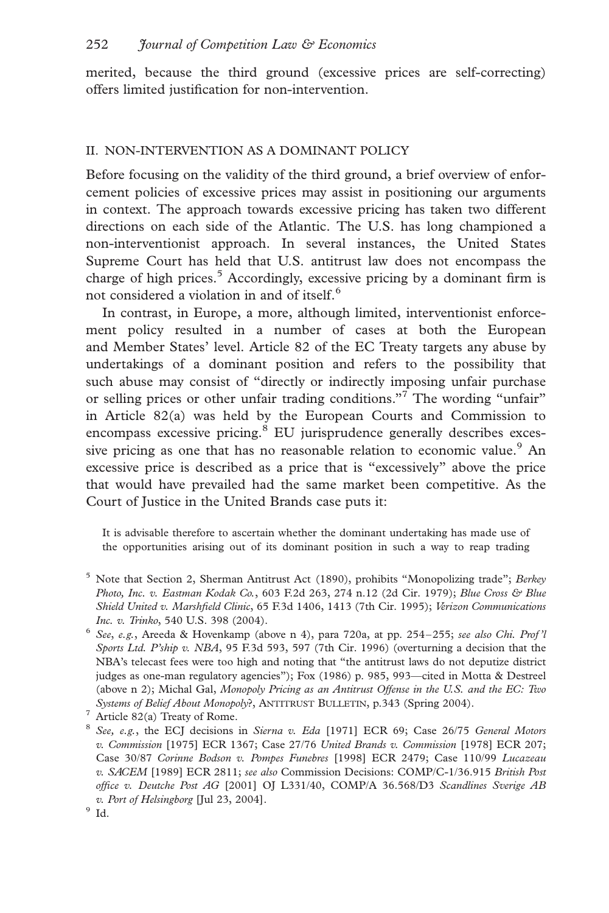merited, because the third ground (excessive prices are self-correcting) offers limited justification for non-intervention.

## II. NON-INTERVENTION AS A DOMINANT POLICY

Before focusing on the validity of the third ground, a brief overview of enforcement policies of excessive prices may assist in positioning our arguments in context. The approach towards excessive pricing has taken two different directions on each side of the Atlantic. The U.S. has long championed a non-interventionist approach. In several instances, the United States Supreme Court has held that U.S. antitrust law does not encompass the charge of high prices.[5] Accordingly, excessive pricing by a dominant firm is not considered a violation in and of itself.[6]

In contrast, in Europe, a more, although limited, interventionist enforcement policy resulted in a number of cases at both the European and Member States' level. Article 82 of the EC Treaty targets any abuse by undertakings of a dominant position and refers to the possibility that such abuse may consist of "directly or indirectly imposing unfair purchase or selling prices or other unfair trading conditions."[7] The wording "unfair" in Article 82(a) was held by the European Courts and Commission to encompass excessive pricing.[8] EU jurisprudence generally describes excessive pricing as one that has no reasonable relation to economic value.[9] An excessive price is described as a price that is "excessively" above the price that would have prevailed had the same market been competitive. As the Court of Justice in the United Brands case puts it:

> It is advisable therefore to ascertain whether the dominant undertaking has made use of the opportunities arising out of its dominant position in such a way to reap trading

---

[5] Note that Section 2, Sherman Antitrust Act (1890), prohibits "Monopolizing trade"; *Berkey Photo, Inc. v. Eastman Kodak Co.*, 603 F.2d 263, 274 n.12 (2d Cir. 1979); *Blue Cross & Blue Shield United v. Marshfield Clinic*, 65 F.3d 1406, 1413 (7th Cir. 1995); *Verizon Communications Inc. v. Trinko*, 540 U.S. 398 (2004).

[6] *See, e.g.*, Areeda & Hovenkamp (above n 4), para 720a, at pp. 254–255; *see also Chi. Prof'l Sports Ltd. P'ship v. NBA*, 95 F.3d 593, 597 (7th Cir. 1996) (overturning a decision that the NBA's telecast fees were too high and noting that "the antitrust laws do not deputize district judges as one-man regulatory agencies"); Fox (1986) p. 985, 993—cited in Motta & Destreel (above n 2); Michal Gal, *Monopoly Pricing as an Antitrust Offense in the U.S. and the EC: Two Systems of Belief About Monopoly*?, ANTITRUST BULLETIN, p.343 (Spring 2004).

[7] Article 82(a) Treaty of Rome.

[8] *See, e.g.*, the ECJ decisions in *Sierna v. Eda* [1971] ECR 69; Case 26/75 *General Motors v. Commission* [1975] ECR 1367; Case 27/76 *United Brands v. Commission* [1978] ECR 207; Case 30/87 *Corinne Bodson v. Pompes Funebres* [1998] ECR 2479; Case 110/99 *Lucazeau v. SACEM* [1989] ECR 2811; *see also* Commission Decisions: COMP/C-1/36.915 *British Post office v. Deutche Post AG* [2001] OJ L331/40, COMP/A 36.568/D3 *Scandlines Sverige AB v. Port of Helsingborg* [Jul 23, 2004].

[9] Id.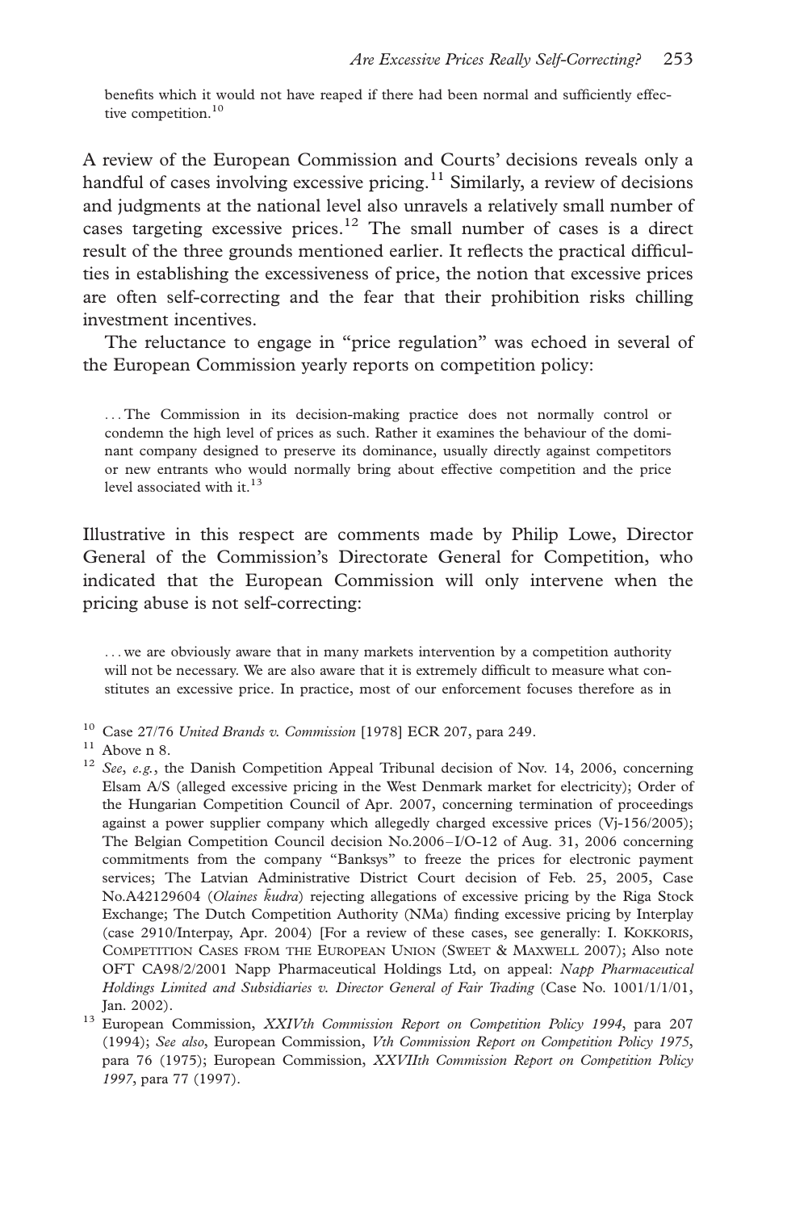> benefits which it would not have reaped if there had been normal and sufficiently effective competition.[10]

A review of the European Commission and Courts' decisions reveals only a handful of cases involving excessive pricing.[11] Similarly, a review of decisions and judgments at the national level also unravels a relatively small number of cases targeting excessive prices.[12] The small number of cases is a direct result of the three grounds mentioned earlier. It reflects the practical difficulties in establishing the excessiveness of price, the notion that excessive prices are often self-correcting and the fear that their prohibition risks chilling investment incentives.

The reluctance to engage in "price regulation" was echoed in several of the European Commission yearly reports on competition policy:

> ... The Commission in its decision-making practice does not normally control or condemn the high level of prices as such. Rather it examines the behaviour of the dominant company designed to preserve its dominance, usually directly against competitors or new entrants who would normally bring about effective competition and the price level associated with it.[13]

Illustrative in this respect are comments made by Philip Lowe, Director General of the Commission's Directorate General for Competition, who indicated that the European Commission will only intervene when the pricing abuse is not self-correcting:

> ... we are obviously aware that in many markets intervention by a competition authority will not be necessary. We are also aware that it is extremely difficult to measure what constitutes an excessive price. In practice, most of our enforcement focuses therefore as in

---

[10] Case 27/76 *United Brands v. Commission* [1978] ECR 207, para 249.

[11] Above n 8.

[12] *See*, *e.g.*, the Danish Competition Appeal Tribunal decision of Nov. 14, 2006, concerning Elsam A/S (alleged excessive pricing in the West Denmark market for electricity); Order of the Hungarian Competition Council of Apr. 2007, concerning termination of proceedings against a power supplier company which allegedly charged excessive prices (Vj-156/2005); The Belgian Competition Council decision No.2006–I/O-12 of Aug. 31, 2006 concerning commitments from the company "Banksys" to freeze the prices for electronic payment services; The Latvian Administrative District Court decision of Feb. 25, 2005, Case No.A42129604 (*Olaines ķudra*) rejecting allegations of excessive pricing by the Riga Stock Exchange; The Dutch Competition Authority (NMa) finding excessive pricing by Interplay (case 2910/Interpay, Apr. 2004) [For a review of these cases, see generally: I. Kokkoris, Competition Cases from the European Union (Sweet & Maxwell 2007); Also note OFT CA98/2/2001 Napp Pharmaceutical Holdings Ltd, on appeal: *Napp Pharmaceutical Holdings Limited and Subsidiaries v. Director General of Fair Trading* (Case No. 1001/1/1/01, Jan. 2002).

[13] European Commission, *XXIVth Commission Report on Competition Policy 1994*, para 207 (1994); *See also*, European Commission, *Vth Commission Report on Competition Policy 1975*, para 76 (1975); European Commission, *XXVIIth Commission Report on Competition Policy 1997*, para 77 (1997).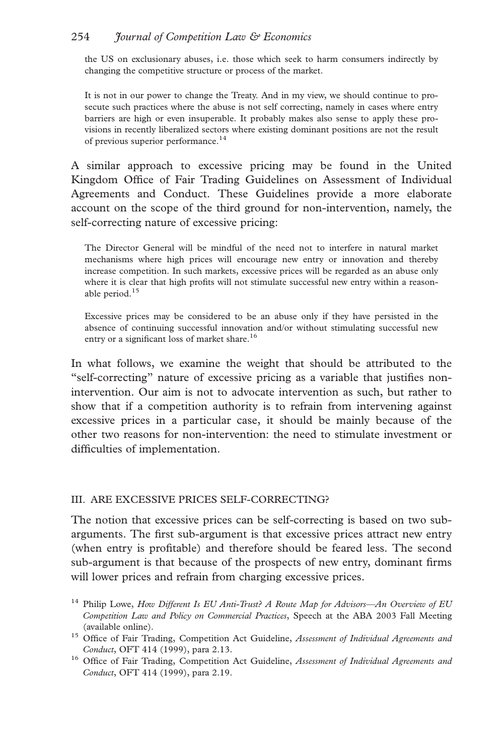the US on exclusionary abuses, i.e. those which seek to harm consumers indirectly by changing the competitive structure or process of the market.

> It is not in our power to change the Treaty. And in my view, we should continue to prosecute such practices where the abuse is not self correcting, namely in cases where entry barriers are high or even insuperable. It probably makes also sense to apply these provisions in recently liberalized sectors where existing dominant positions are not the result of previous superior performance.[14]

A similar approach to excessive pricing may be found in the United Kingdom Office of Fair Trading Guidelines on Assessment of Individual Agreements and Conduct. These Guidelines provide a more elaborate account on the scope of the third ground for non-intervention, namely, the self-correcting nature of excessive pricing:

> The Director General will be mindful of the need not to interfere in natural market mechanisms where high prices will encourage new entry or innovation and thereby increase competition. In such markets, excessive prices will be regarded as an abuse only where it is clear that high profits will not stimulate successful new entry within a reasonable period.[15]

> Excessive prices may be considered to be an abuse only if they have persisted in the absence of continuing successful innovation and/or without stimulating successful new entry or a significant loss of market share.[16]

In what follows, we examine the weight that should be attributed to the "self-correcting" nature of excessive pricing as a variable that justifies non-intervention. Our aim is not to advocate intervention as such, but rather to show that if a competition authority is to refrain from intervening against excessive prices in a particular case, it should be mainly because of the other two reasons for non-intervention: the need to stimulate investment or difficulties of implementation.

## III. ARE EXCESSIVE PRICES SELF-CORRECTING?

The notion that excessive prices can be self-correcting is based on two sub-arguments. The first sub-argument is that excessive prices attract new entry (when entry is profitable) and therefore should be feared less. The second sub-argument is that because of the prospects of new entry, dominant firms will lower prices and refrain from charging excessive prices.

[14] Philip Lowe, *How Different Is EU Anti-Trust? A Route Map for Advisors—An Overview of EU Competition Law and Policy on Commercial Practices*, Speech at the ABA 2003 Fall Meeting (available online).

[15] Office of Fair Trading, Competition Act Guideline, *Assessment of Individual Agreements and Conduct*, OFT 414 (1999), para 2.13.

[16] Office of Fair Trading, Competition Act Guideline, *Assessment of Individual Agreements and Conduct*, OFT 414 (1999), para 2.19.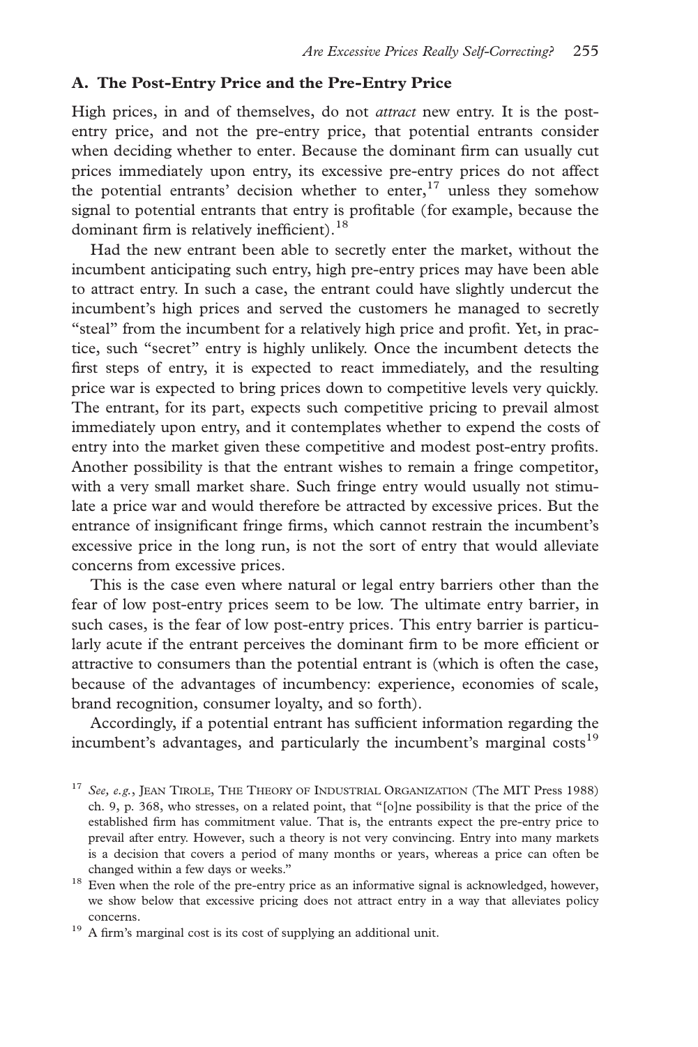### A. The Post-Entry Price and the Pre-Entry Price

High prices, in and of themselves, do not *attract* new entry. It is the post-entry price, and not the pre-entry price, that potential entrants consider when deciding whether to enter. Because the dominant firm can usually cut prices immediately upon entry, its excessive pre-entry prices do not affect the potential entrants' decision whether to enter,[17] unless they somehow signal to potential entrants that entry is profitable (for example, because the dominant firm is relatively inefficient).[18]

Had the new entrant been able to secretly enter the market, without the incumbent anticipating such entry, high pre-entry prices may have been able to attract entry. In such a case, the entrant could have slightly undercut the incumbent's high prices and served the customers he managed to secretly "steal" from the incumbent for a relatively high price and profit. Yet, in practice, such "secret" entry is highly unlikely. Once the incumbent detects the first steps of entry, it is expected to react immediately, and the resulting price war is expected to bring prices down to competitive levels very quickly. The entrant, for its part, expects such competitive pricing to prevail almost immediately upon entry, and it contemplates whether to expend the costs of entry into the market given these competitive and modest post-entry profits. Another possibility is that the entrant wishes to remain a fringe competitor, with a very small market share. Such fringe entry would usually not stimulate a price war and would therefore be attracted by excessive prices. But the entrance of insignificant fringe firms, which cannot restrain the incumbent's excessive price in the long run, is not the sort of entry that would alleviate concerns from excessive prices.

This is the case even where natural or legal entry barriers other than the fear of low post-entry prices seem to be low. The ultimate entry barrier, in such cases, is the fear of low post-entry prices. This entry barrier is particularly acute if the entrant perceives the dominant firm to be more efficient or attractive to consumers than the potential entrant is (which is often the case, because of the advantages of incumbency: experience, economies of scale, brand recognition, consumer loyalty, and so forth).

Accordingly, if a potential entrant has sufficient information regarding the incumbent's advantages, and particularly the incumbent's marginal costs[19]

---

[17] *See, e.g.*, JEAN TIROLE, THE THEORY OF INDUSTRIAL ORGANIZATION (The MIT Press 1988) ch. 9, p. 368, who stresses, on a related point, that "[o]ne possibility is that the price of the established firm has commitment value. That is, the entrants expect the pre-entry price to prevail after entry. However, such a theory is not very convincing. Entry into many markets is a decision that covers a period of many months or years, whereas a price can often be changed within a few days or weeks."

[18] Even when the role of the pre-entry price as an informative signal is acknowledged, however, we show below that excessive pricing does not attract entry in a way that alleviates policy concerns.

[19] A firm's marginal cost is its cost of supplying an additional unit.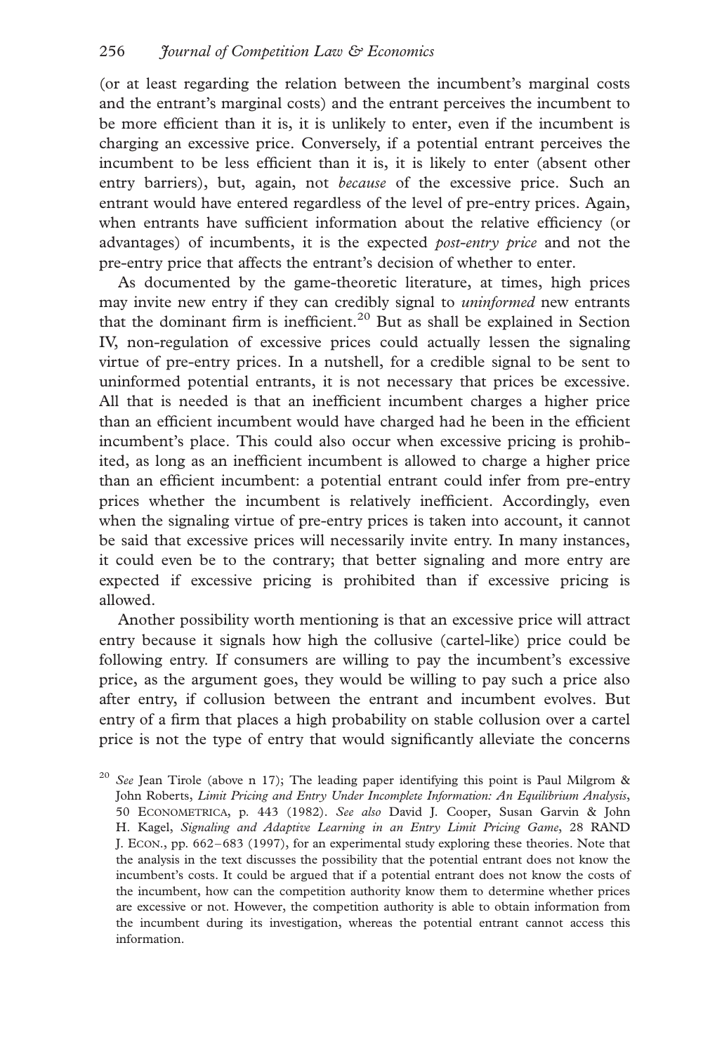(or at least regarding the relation between the incumbent's marginal costs and the entrant's marginal costs) and the entrant perceives the incumbent to be more efficient than it is, it is unlikely to enter, even if the incumbent is charging an excessive price. Conversely, if a potential entrant perceives the incumbent to be less efficient than it is, it is likely to enter (absent other entry barriers), but, again, not *because* of the excessive price. Such an entrant would have entered regardless of the level of pre-entry prices. Again, when entrants have sufficient information about the relative efficiency (or advantages) of incumbents, it is the expected *post-entry price* and not the pre-entry price that affects the entrant's decision of whether to enter.

As documented by the game-theoretic literature, at times, high prices may invite new entry if they can credibly signal to *uninformed* new entrants that the dominant firm is inefficient.[20] But as shall be explained in Section IV, non-regulation of excessive prices could actually lessen the signaling virtue of pre-entry prices. In a nutshell, for a credible signal to be sent to uninformed potential entrants, it is not necessary that prices be excessive. All that is needed is that an inefficient incumbent charges a higher price than an efficient incumbent would have charged had he been in the efficient incumbent's place. This could also occur when excessive pricing is prohibited, as long as an inefficient incumbent is allowed to charge a higher price than an efficient incumbent: a potential entrant could infer from pre-entry prices whether the incumbent is relatively inefficient. Accordingly, even when the signaling virtue of pre-entry prices is taken into account, it cannot be said that excessive prices will necessarily invite entry. In many instances, it could even be to the contrary; that better signaling and more entry are expected if excessive pricing is prohibited than if excessive pricing is allowed.

Another possibility worth mentioning is that an excessive price will attract entry because it signals how high the collusive (cartel-like) price could be following entry. If consumers are willing to pay the incumbent's excessive price, as the argument goes, they would be willing to pay such a price also after entry, if collusion between the entrant and incumbent evolves. But entry of a firm that places a high probability on stable collusion over a cartel price is not the type of entry that would significantly alleviate the concerns

[20] *See* Jean Tirole (above n 17); The leading paper identifying this point is Paul Milgrom & John Roberts, *Limit Pricing and Entry Under Incomplete Information: An Equilibrium Analysis*, 50 ECONOMETRICA, p. 443 (1982). *See also* David J. Cooper, Susan Garvin & John H. Kagel, *Signaling and Adaptive Learning in an Entry Limit Pricing Game*, 28 RAND J. ECON., pp. 662–683 (1997), for an experimental study exploring these theories. Note that the analysis in the text discusses the possibility that the potential entrant does not know the incumbent's costs. It could be argued that if a potential entrant does not know the costs of the incumbent, how can the competition authority know them to determine whether prices are excessive or not. However, the competition authority is able to obtain information from the incumbent during its investigation, whereas the potential entrant cannot access this information.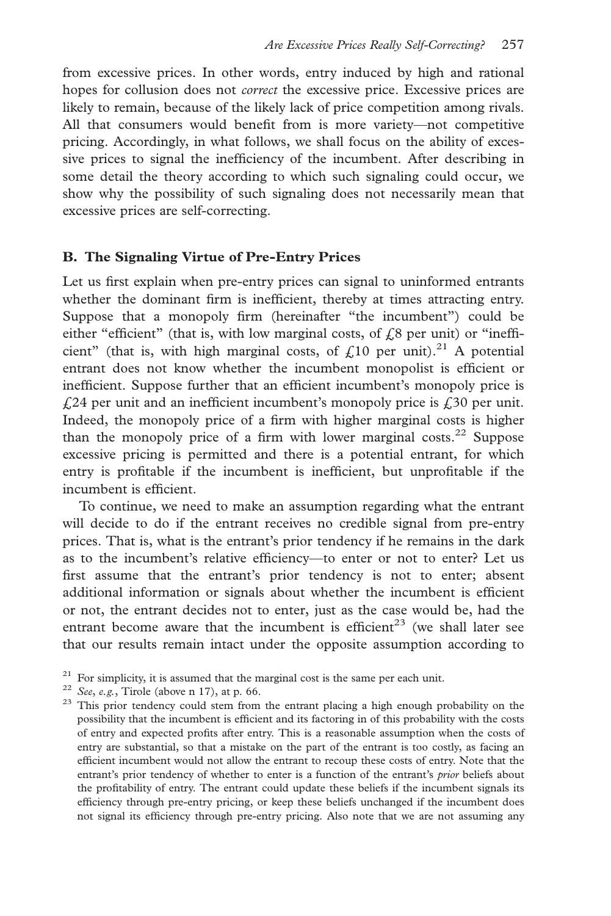from excessive prices. In other words, entry induced by high and rational hopes for collusion does not *correct* the excessive price. Excessive prices are likely to remain, because of the likely lack of price competition among rivals. All that consumers would benefit from is more variety—not competitive pricing. Accordingly, in what follows, we shall focus on the ability of excessive prices to signal the inefficiency of the incumbent. After describing in some detail the theory according to which such signaling could occur, we show why the possibility of such signaling does not necessarily mean that excessive prices are self-correcting.

## B. The Signaling Virtue of Pre-Entry Prices

Let us first explain when pre-entry prices can signal to uninformed entrants whether the dominant firm is inefficient, thereby at times attracting entry. Suppose that a monopoly firm (hereinafter "the incumbent") could be either "efficient" (that is, with low marginal costs, of £8 per unit) or "inefficient" (that is, with high marginal costs, of £10 per unit).[21] A potential entrant does not know whether the incumbent monopolist is efficient or inefficient. Suppose further that an efficient incumbent's monopoly price is £24 per unit and an inefficient incumbent's monopoly price is £30 per unit. Indeed, the monopoly price of a firm with higher marginal costs is higher than the monopoly price of a firm with lower marginal costs.[22] Suppose excessive pricing is permitted and there is a potential entrant, for which entry is profitable if the incumbent is inefficient, but unprofitable if the incumbent is efficient.

To continue, we need to make an assumption regarding what the entrant will decide to do if the entrant receives no credible signal from pre-entry prices. That is, what is the entrant's prior tendency if he remains in the dark as to the incumbent's relative efficiency—to enter or not to enter? Let us first assume that the entrant's prior tendency is not to enter; absent additional information or signals about whether the incumbent is efficient or not, the entrant decides not to enter, just as the case would be, had the entrant become aware that the incumbent is efficient[23] (we shall later see that our results remain intact under the opposite assumption according to

[21] For simplicity, it is assumed that the marginal cost is the same per each unit.

[22] *See*, *e.g.*, Tirole (above n 17), at p. 66.

[23] This prior tendency could stem from the entrant placing a high enough probability on the possibility that the incumbent is efficient and its factoring in of this probability with the costs of entry and expected profits after entry. This is a reasonable assumption when the costs of entry are substantial, so that a mistake on the part of the entrant is too costly, as facing an efficient incumbent would not allow the entrant to recoup these costs of entry. Note that the entrant's prior tendency of whether to enter is a function of the entrant's *prior* beliefs about the profitability of entry. The entrant could update these beliefs if the incumbent signals its efficiency through pre-entry pricing, or keep these beliefs unchanged if the incumbent does not signal its efficiency through pre-entry pricing. Also note that we are not assuming any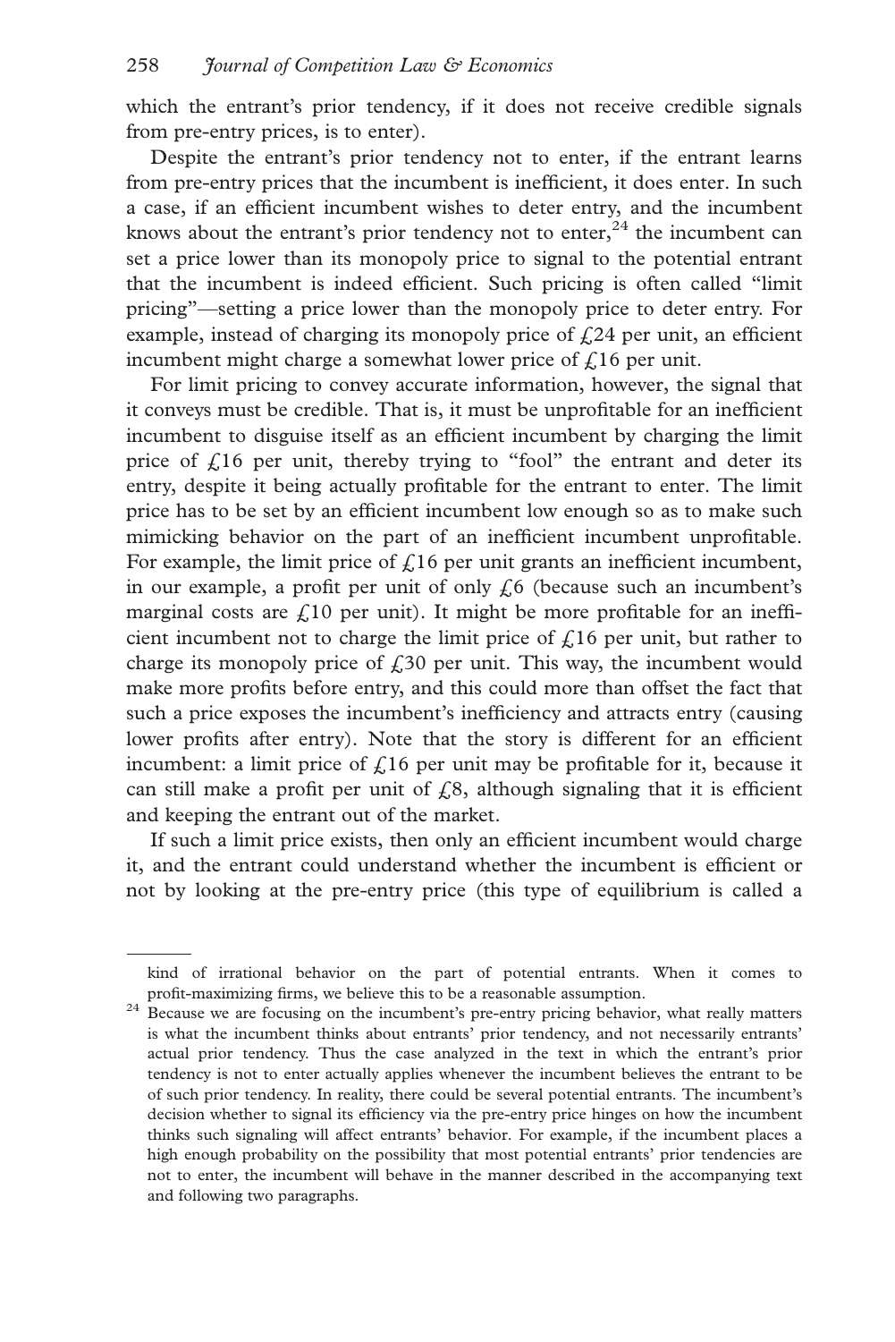which the entrant's prior tendency, if it does not receive credible signals from pre-entry prices, is to enter).

Despite the entrant's prior tendency not to enter, if the entrant learns from pre-entry prices that the incumbent is inefficient, it does enter. In such a case, if an efficient incumbent wishes to deter entry, and the incumbent knows about the entrant's prior tendency not to enter,[24] the incumbent can set a price lower than its monopoly price to signal to the potential entrant that the incumbent is indeed efficient. Such pricing is often called "limit pricing"—setting a price lower than the monopoly price to deter entry. For example, instead of charging its monopoly price of £24 per unit, an efficient incumbent might charge a somewhat lower price of £16 per unit.

For limit pricing to convey accurate information, however, the signal that it conveys must be credible. That is, it must be unprofitable for an inefficient incumbent to disguise itself as an efficient incumbent by charging the limit price of £16 per unit, thereby trying to "fool" the entrant and deter its entry, despite it being actually profitable for the entrant to enter. The limit price has to be set by an efficient incumbent low enough so as to make such mimicking behavior on the part of an inefficient incumbent unprofitable. For example, the limit price of £16 per unit grants an inefficient incumbent, in our example, a profit per unit of only £6 (because such an incumbent's marginal costs are £10 per unit). It might be more profitable for an inefficient incumbent not to charge the limit price of £16 per unit, but rather to charge its monopoly price of £30 per unit. This way, the incumbent would make more profits before entry, and this could more than offset the fact that such a price exposes the incumbent's inefficiency and attracts entry (causing lower profits after entry). Note that the story is different for an efficient incumbent: a limit price of £16 per unit may be profitable for it, because it can still make a profit per unit of £8, although signaling that it is efficient and keeping the entrant out of the market.

If such a limit price exists, then only an efficient incumbent would charge it, and the entrant could understand whether the incumbent is efficient or not by looking at the pre-entry price (this type of equilibrium is called a

---

kind of irrational behavior on the part of potential entrants. When it comes to profit-maximizing firms, we believe this to be a reasonable assumption.

[24] Because we are focusing on the incumbent's pre-entry pricing behavior, what really matters is what the incumbent thinks about entrants' prior tendency, and not necessarily entrants' actual prior tendency. Thus the case analyzed in the text in which the entrant's prior tendency is not to enter actually applies whenever the incumbent believes the entrant to be of such prior tendency. In reality, there could be several potential entrants. The incumbent's decision whether to signal its efficiency via the pre-entry price hinges on how the incumbent thinks such signaling will affect entrants' behavior. For example, if the incumbent places a high enough probability on the possibility that most potential entrants' prior tendencies are not to enter, the incumbent will behave in the manner described in the accompanying text and following two paragraphs.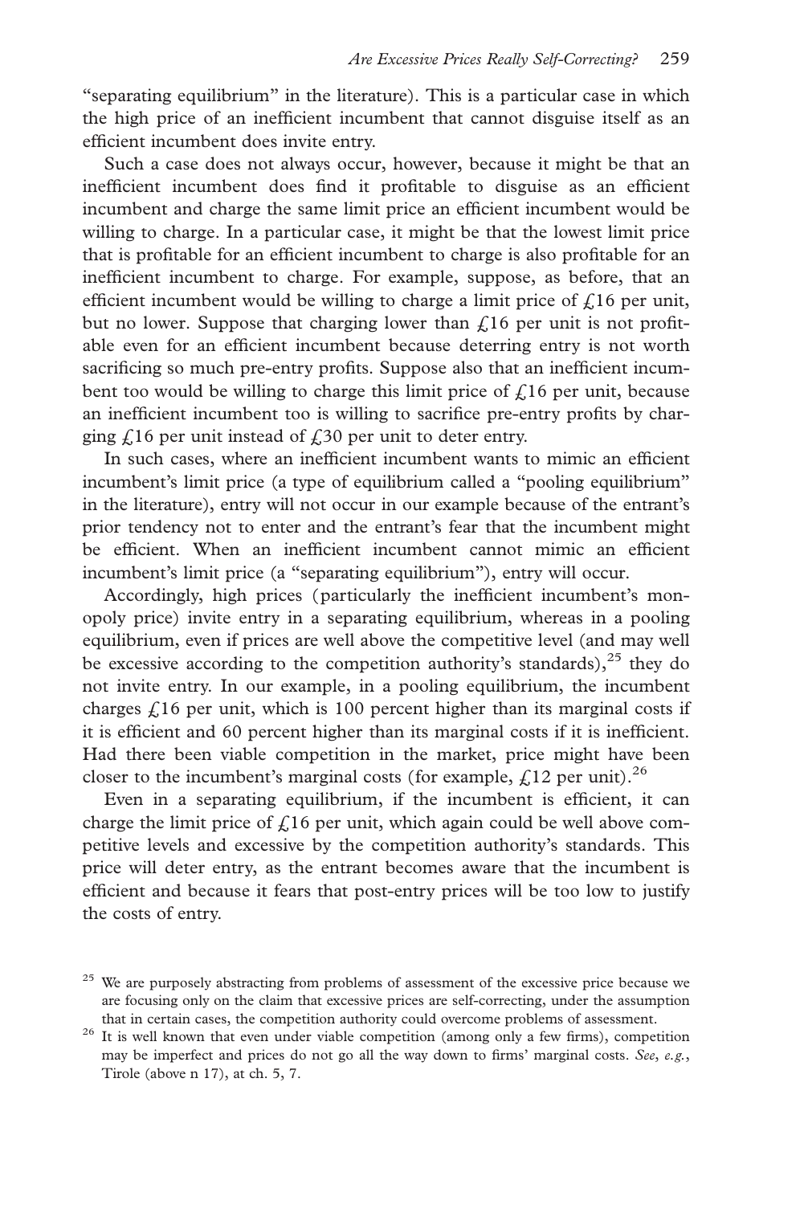"separating equilibrium" in the literature). This is a particular case in which the high price of an inefficient incumbent that cannot disguise itself as an efficient incumbent does invite entry.

Such a case does not always occur, however, because it might be that an inefficient incumbent does find it profitable to disguise as an efficient incumbent and charge the same limit price an efficient incumbent would be willing to charge. In a particular case, it might be that the lowest limit price that is profitable for an efficient incumbent to charge is also profitable for an inefficient incumbent to charge. For example, suppose, as before, that an efficient incumbent would be willing to charge a limit price of £16 per unit, but no lower. Suppose that charging lower than £16 per unit is not profitable even for an efficient incumbent because deterring entry is not worth sacrificing so much pre-entry profits. Suppose also that an inefficient incumbent too would be willing to charge this limit price of £16 per unit, because an inefficient incumbent too is willing to sacrifice pre-entry profits by charging £16 per unit instead of £30 per unit to deter entry.

In such cases, where an inefficient incumbent wants to mimic an efficient incumbent's limit price (a type of equilibrium called a "pooling equilibrium" in the literature), entry will not occur in our example because of the entrant's prior tendency not to enter and the entrant's fear that the incumbent might be efficient. When an inefficient incumbent cannot mimic an efficient incumbent's limit price (a "separating equilibrium"), entry will occur.

Accordingly, high prices (particularly the inefficient incumbent's monopoly price) invite entry in a separating equilibrium, whereas in a pooling equilibrium, even if prices are well above the competitive level (and may well be excessive according to the competition authority's standards),[25] they do not invite entry. In our example, in a pooling equilibrium, the incumbent charges £16 per unit, which is 100 percent higher than its marginal costs if it is efficient and 60 percent higher than its marginal costs if it is inefficient. Had there been viable competition in the market, price might have been closer to the incumbent's marginal costs (for example, £12 per unit).[26]

Even in a separating equilibrium, if the incumbent is efficient, it can charge the limit price of £16 per unit, which again could be well above competitive levels and excessive by the competition authority's standards. This price will deter entry, as the entrant becomes aware that the incumbent is efficient and because it fears that post-entry prices will be too low to justify the costs of entry.

[25] We are purposely abstracting from problems of assessment of the excessive price because we are focusing only on the claim that excessive prices are self-correcting, under the assumption that in certain cases, the competition authority could overcome problems of assessment.

[26] It is well known that even under viable competition (among only a few firms), competition may be imperfect and prices do not go all the way down to firms' marginal costs. *See*, *e.g.*, Tirole (above n 17), at ch. 5, 7.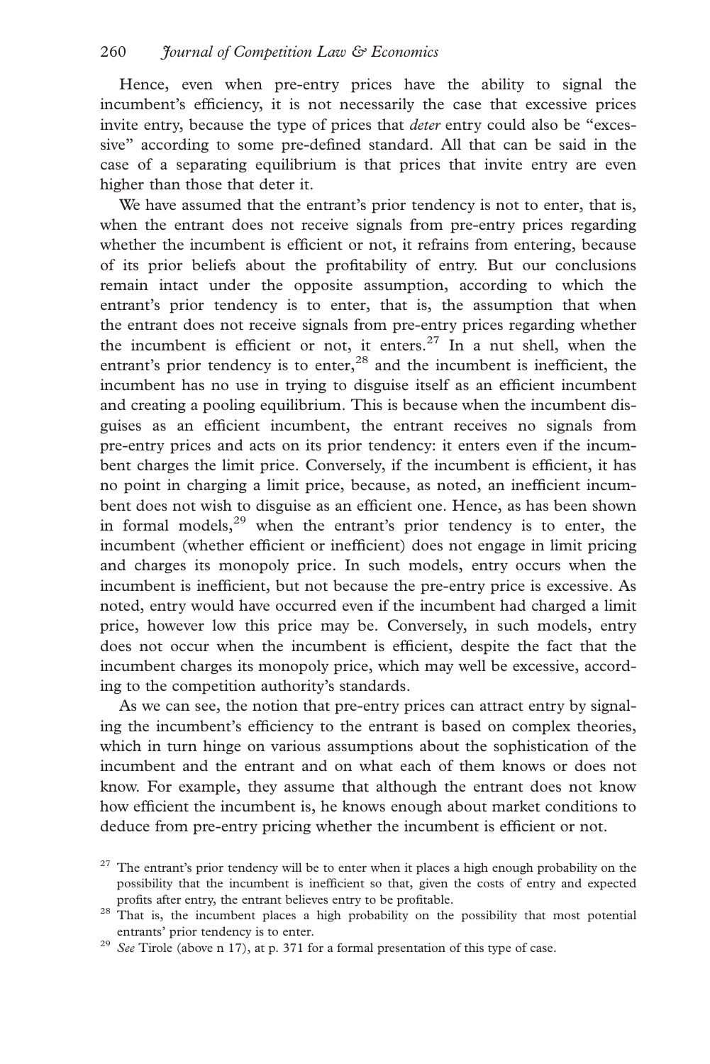Hence, even when pre-entry prices have the ability to signal the incumbent's efficiency, it is not necessarily the case that excessive prices invite entry, because the type of prices that *deter* entry could also be "excessive" according to some pre-defined standard. All that can be said in the case of a separating equilibrium is that prices that invite entry are even higher than those that deter it.

We have assumed that the entrant's prior tendency is not to enter, that is, when the entrant does not receive signals from pre-entry prices regarding whether the incumbent is efficient or not, it refrains from entering, because of its prior beliefs about the profitability of entry. But our conclusions remain intact under the opposite assumption, according to which the entrant's prior tendency is to enter, that is, the assumption that when the entrant does not receive signals from pre-entry prices regarding whether the incumbent is efficient or not, it enters.[27] In a nut shell, when the entrant's prior tendency is to enter,[28] and the incumbent is inefficient, the incumbent has no use in trying to disguise itself as an efficient incumbent and creating a pooling equilibrium. This is because when the incumbent disguises as an efficient incumbent, the entrant receives no signals from pre-entry prices and acts on its prior tendency: it enters even if the incumbent charges the limit price. Conversely, if the incumbent is efficient, it has no point in charging a limit price, because, as noted, an inefficient incumbent does not wish to disguise as an efficient one. Hence, as has been shown in formal models,[29] when the entrant's prior tendency is to enter, the incumbent (whether efficient or inefficient) does not engage in limit pricing and charges its monopoly price. In such models, entry occurs when the incumbent is inefficient, but not because the pre-entry price is excessive. As noted, entry would have occurred even if the incumbent had charged a limit price, however low this price may be. Conversely, in such models, entry does not occur when the incumbent is efficient, despite the fact that the incumbent charges its monopoly price, which may well be excessive, according to the competition authority's standards.

As we can see, the notion that pre-entry prices can attract entry by signaling the incumbent's efficiency to the entrant is based on complex theories, which in turn hinge on various assumptions about the sophistication of the incumbent and the entrant and on what each of them knows or does not know. For example, they assume that although the entrant does not know how efficient the incumbent is, he knows enough about market conditions to deduce from pre-entry pricing whether the incumbent is efficient or not.

[27] The entrant's prior tendency will be to enter when it places a high enough probability on the possibility that the incumbent is inefficient so that, given the costs of entry and expected profits after entry, the entrant believes entry to be profitable.

[28] That is, the incumbent places a high probability on the possibility that most potential entrants' prior tendency is to enter.

[29] *See* Tirole (above n 17), at p. 371 for a formal presentation of this type of case.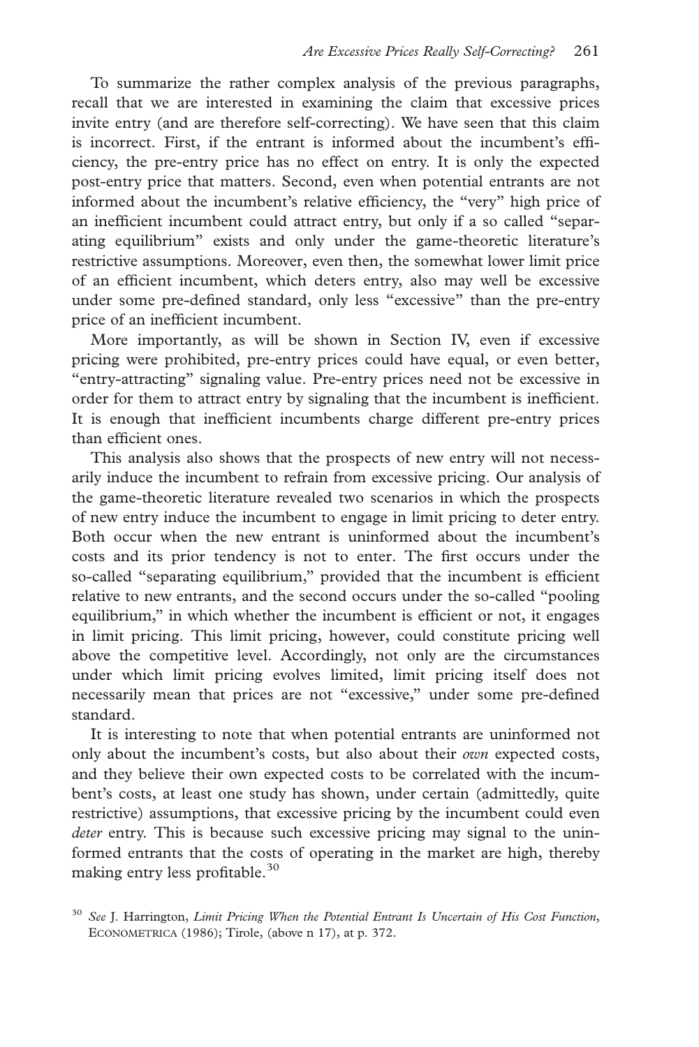To summarize the rather complex analysis of the previous paragraphs, recall that we are interested in examining the claim that excessive prices invite entry (and are therefore self-correcting). We have seen that this claim is incorrect. First, if the entrant is informed about the incumbent's efficiency, the pre-entry price has no effect on entry. It is only the expected post-entry price that matters. Second, even when potential entrants are not informed about the incumbent's relative efficiency, the "very" high price of an inefficient incumbent could attract entry, but only if a so called "separating equilibrium" exists and only under the game-theoretic literature's restrictive assumptions. Moreover, even then, the somewhat lower limit price of an efficient incumbent, which deters entry, also may well be excessive under some pre-defined standard, only less "excessive" than the pre-entry price of an inefficient incumbent.

More importantly, as will be shown in Section IV, even if excessive pricing were prohibited, pre-entry prices could have equal, or even better, "entry-attracting" signaling value. Pre-entry prices need not be excessive in order for them to attract entry by signaling that the incumbent is inefficient. It is enough that inefficient incumbents charge different pre-entry prices than efficient ones.

This analysis also shows that the prospects of new entry will not necessarily induce the incumbent to refrain from excessive pricing. Our analysis of the game-theoretic literature revealed two scenarios in which the prospects of new entry induce the incumbent to engage in limit pricing to deter entry. Both occur when the new entrant is uninformed about the incumbent's costs and its prior tendency is not to enter. The first occurs under the so-called "separating equilibrium," provided that the incumbent is efficient relative to new entrants, and the second occurs under the so-called "pooling equilibrium," in which whether the incumbent is efficient or not, it engages in limit pricing. This limit pricing, however, could constitute pricing well above the competitive level. Accordingly, not only are the circumstances under which limit pricing evolves limited, limit pricing itself does not necessarily mean that prices are not "excessive," under some pre-defined standard.

It is interesting to note that when potential entrants are uninformed not only about the incumbent's costs, but also about their *own* expected costs, and they believe their own expected costs to be correlated with the incumbent's costs, at least one study has shown, under certain (admittedly, quite restrictive) assumptions, that excessive pricing by the incumbent could even *deter* entry. This is because such excessive pricing may signal to the uninformed entrants that the costs of operating in the market are high, thereby making entry less profitable.[30]

[30] *See* J. Harrington, *Limit Pricing When the Potential Entrant Is Uncertain of His Cost Function*, ECONOMETRICA (1986); Tirole, (above n 17), at p. 372.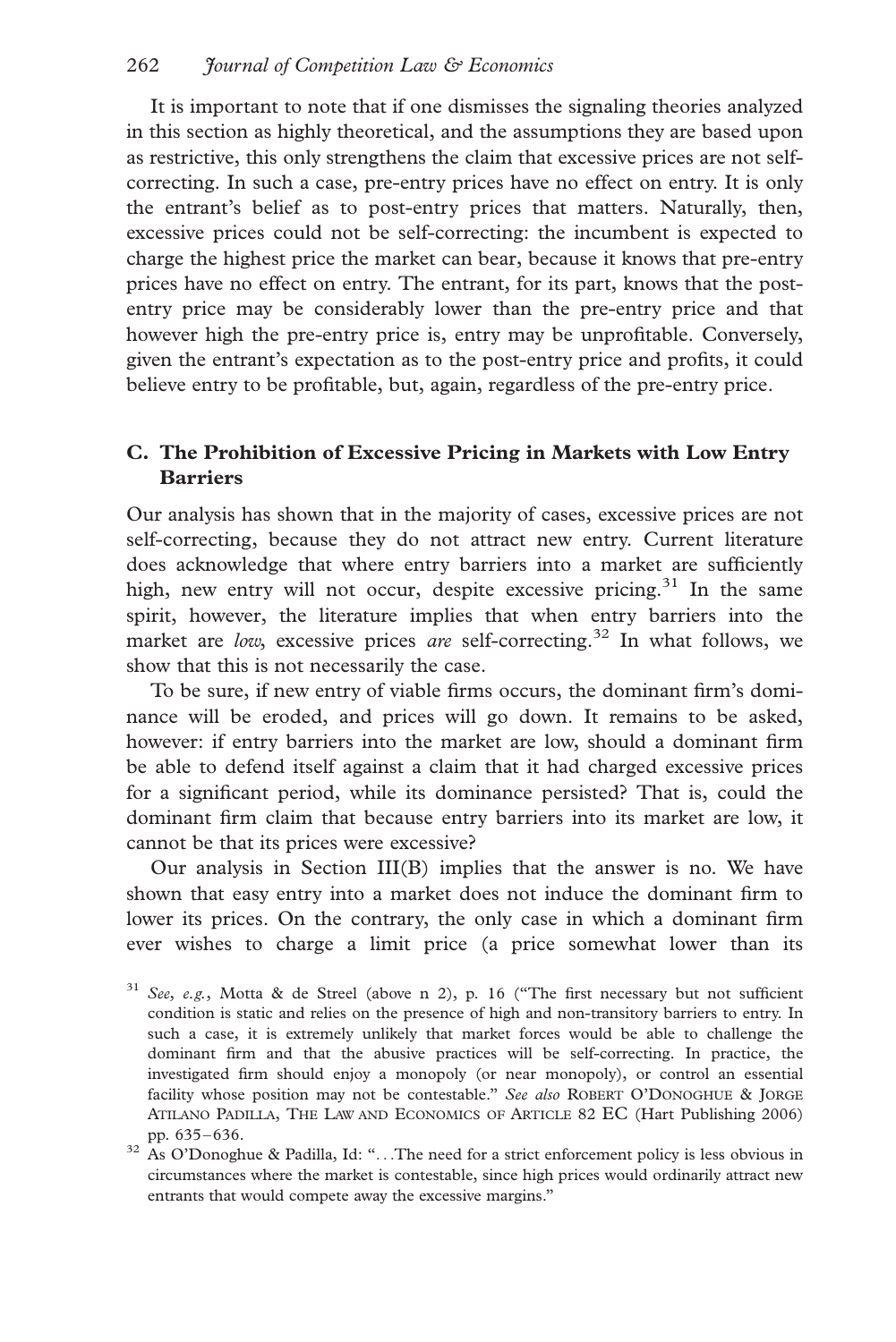It is important to note that if one dismisses the signaling theories analyzed in this section as highly theoretical, and the assumptions they are based upon as restrictive, this only strengthens the claim that excessive prices are not self-correcting. In such a case, pre-entry prices have no effect on entry. It is only the entrant's belief as to post-entry prices that matters. Naturally, then, excessive prices could not be self-correcting: the incumbent is expected to charge the highest price the market can bear, because it knows that pre-entry prices have no effect on entry. The entrant, for its part, knows that the post-entry price may be considerably lower than the pre-entry price and that however high the pre-entry price is, entry may be unprofitable. Conversely, given the entrant's expectation as to the post-entry price and profits, it could believe entry to be profitable, but, again, regardless of the pre-entry price.

### C. The Prohibition of Excessive Pricing in Markets with Low Entry Barriers

Our analysis has shown that in the majority of cases, excessive prices are not self-correcting, because they do not attract new entry. Current literature does acknowledge that where entry barriers into a market are sufficiently high, new entry will not occur, despite excessive pricing.[31] In the same spirit, however, the literature implies that when entry barriers into the market are *low*, excessive prices *are* self-correcting.[32] In what follows, we show that this is not necessarily the case.

To be sure, if new entry of viable firms occurs, the dominant firm's dominance will be eroded, and prices will go down. It remains to be asked, however: if entry barriers into the market are low, should a dominant firm be able to defend itself against a claim that it had charged excessive prices for a significant period, while its dominance persisted? That is, could the dominant firm claim that because entry barriers into its market are low, it cannot be that its prices were excessive?

Our analysis in Section III(B) implies that the answer is no. We have shown that easy entry into a market does not induce the dominant firm to lower its prices. On the contrary, the only case in which a dominant firm ever wishes to charge a limit price (a price somewhat lower than its

[31] *See*, *e.g.*, Motta & de Streel (above n 2), p. 16 ("The first necessary but not sufficient condition is static and relies on the presence of high and non-transitory barriers to entry. In such a case, it is extremely unlikely that market forces would be able to challenge the dominant firm and that the abusive practices will be self-correcting. In practice, the investigated firm should enjoy a monopoly (or near monopoly), or control an essential facility whose position may not be contestable." *See also* Robert O'Donoghue & Jorge Atilano Padilla, The Law and Economics of Article 82 EC (Hart Publishing 2006) pp. 635–636.

[32] As O'Donoghue & Padilla, Id: "...The need for a strict enforcement policy is less obvious in circumstances where the market is contestable, since high prices would ordinarily attract new entrants that would compete away the excessive margins."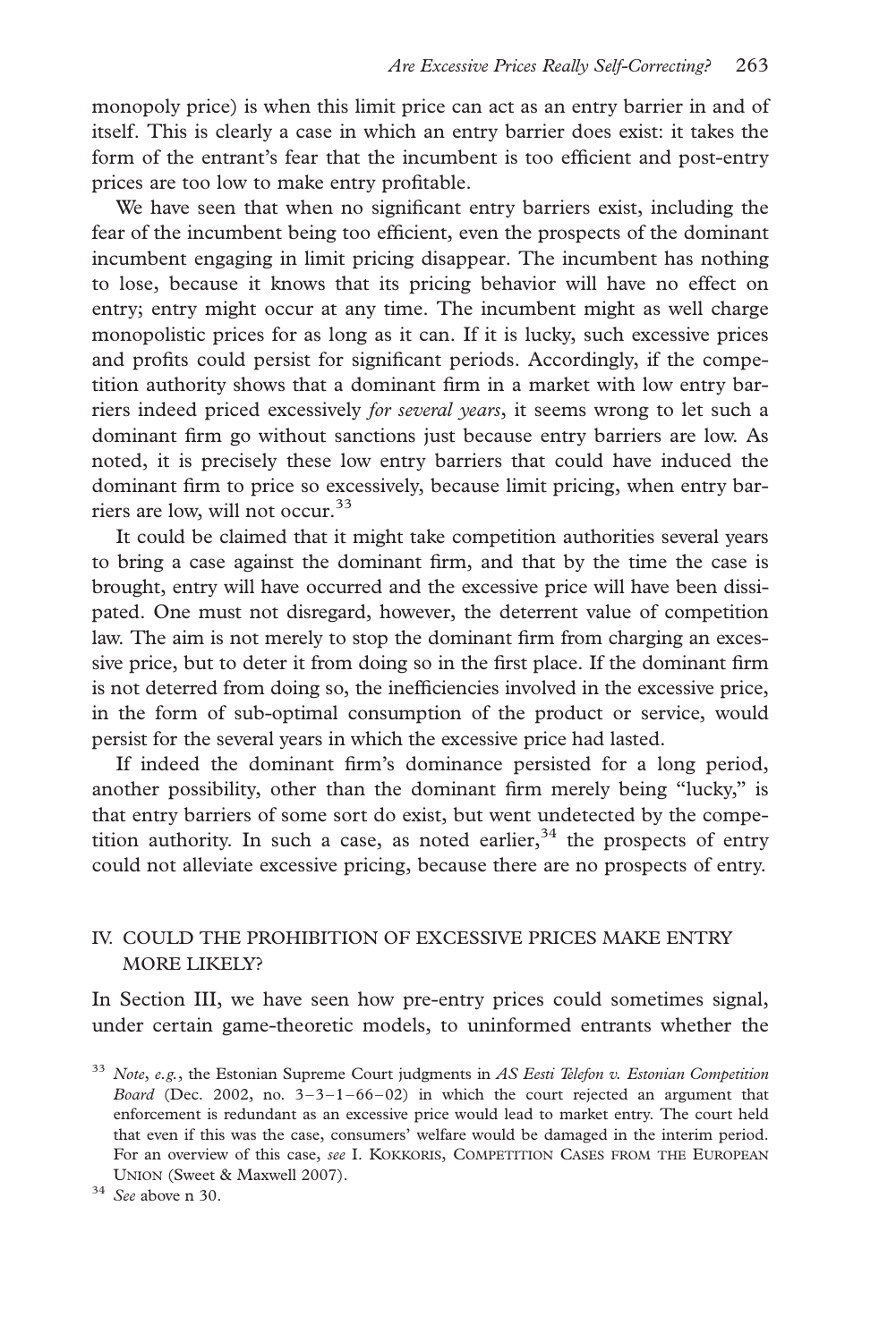monopoly price) is when this limit price can act as an entry barrier in and of itself. This is clearly a case in which an entry barrier does exist: it takes the form of the entrant's fear that the incumbent is too efficient and post-entry prices are too low to make entry profitable.

We have seen that when no significant entry barriers exist, including the fear of the incumbent being too efficient, even the prospects of the dominant incumbent engaging in limit pricing disappear. The incumbent has nothing to lose, because it knows that its pricing behavior will have no effect on entry; entry might occur at any time. The incumbent might as well charge monopolistic prices for as long as it can. If it is lucky, such excessive prices and profits could persist for significant periods. Accordingly, if the competition authority shows that a dominant firm in a market with low entry barriers indeed priced excessively *for several years*, it seems wrong to let such a dominant firm go without sanctions just because entry barriers are low. As noted, it is precisely these low entry barriers that could have induced the dominant firm to price so excessively, because limit pricing, when entry barriers are low, will not occur.[33]

It could be claimed that it might take competition authorities several years to bring a case against the dominant firm, and that by the time the case is brought, entry will have occurred and the excessive price will have been dissipated. One must not disregard, however, the deterrent value of competition law. The aim is not merely to stop the dominant firm from charging an excessive price, but to deter it from doing so in the first place. If the dominant firm is not deterred from doing so, the inefficiencies involved in the excessive price, in the form of sub-optimal consumption of the product or service, would persist for the several years in which the excessive price had lasted.

If indeed the dominant firm's dominance persisted for a long period, another possibility, other than the dominant firm merely being "lucky," is that entry barriers of some sort do exist, but went undetected by the competition authority. In such a case, as noted earlier,[34] the prospects of entry could not alleviate excessive pricing, because there are no prospects of entry.

## IV. COULD THE PROHIBITION OF EXCESSIVE PRICES MAKE ENTRY MORE LIKELY?

In Section III, we have seen how pre-entry prices could sometimes signal, under certain game-theoretic models, to uninformed entrants whether the

[33] *Note*, *e.g.*, the Estonian Supreme Court judgments in *AS Eesti Telefon v. Estonian Competition Board* (Dec. 2002, no. 3–3–1–66–02) in which the court rejected an argument that enforcement is redundant as an excessive price would lead to market entry. The court held that even if this was the case, consumers' welfare would be damaged in the interim period. For an overview of this case, *see* I. KOKKORIS, COMPETITION CASES FROM THE EUROPEAN UNION (Sweet & Maxwell 2007).

[34] *See* above n 30.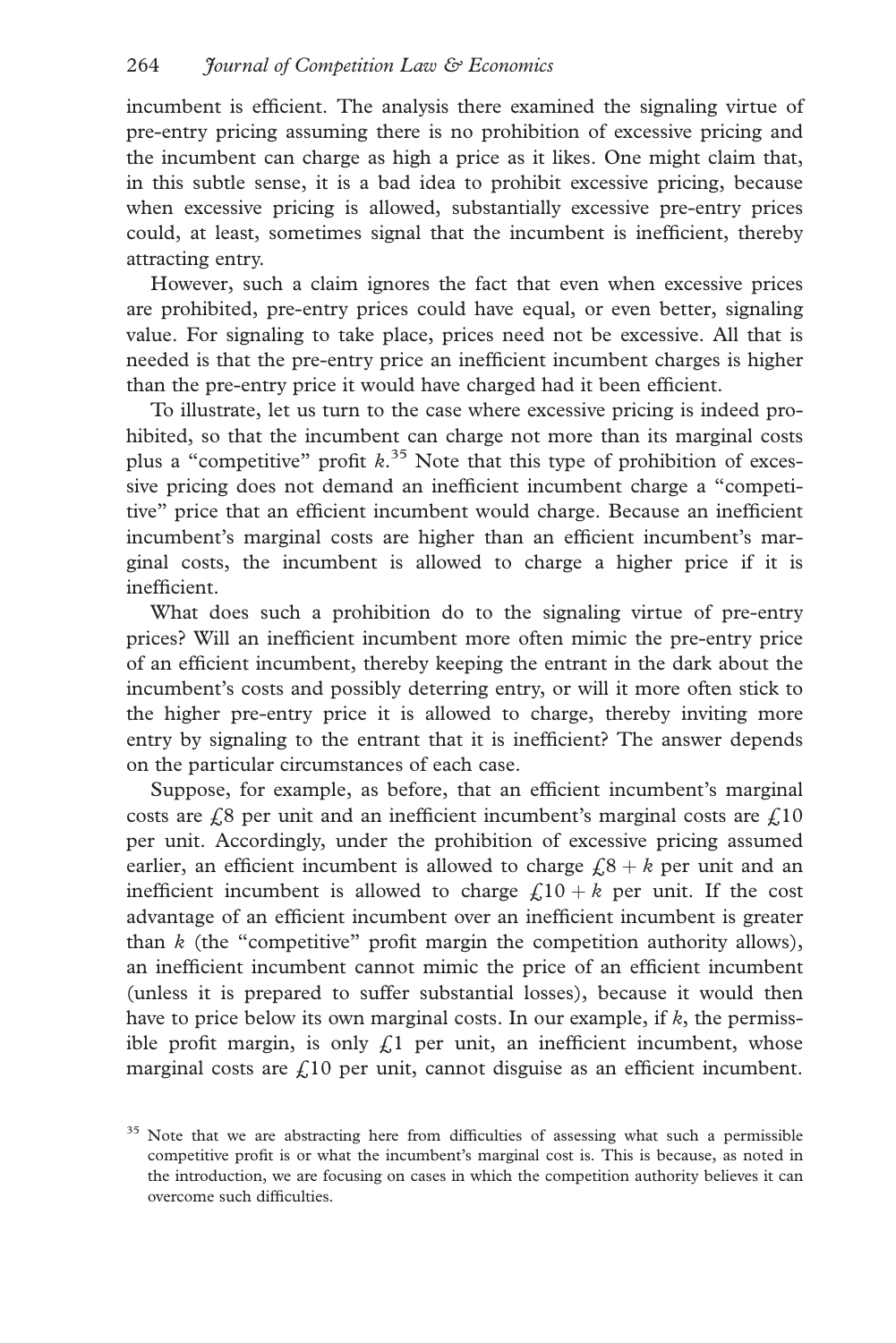incumbent is efficient. The analysis there examined the signaling virtue of pre-entry pricing assuming there is no prohibition of excessive pricing and the incumbent can charge as high a price as it likes. One might claim that, in this subtle sense, it is a bad idea to prohibit excessive pricing, because when excessive pricing is allowed, substantially excessive pre-entry prices could, at least, sometimes signal that the incumbent is inefficient, thereby attracting entry.

However, such a claim ignores the fact that even when excessive prices are prohibited, pre-entry prices could have equal, or even better, signaling value. For signaling to take place, prices need not be excessive. All that is needed is that the pre-entry price an inefficient incumbent charges is higher than the pre-entry price it would have charged had it been efficient.

To illustrate, let us turn to the case where excessive pricing is indeed prohibited, so that the incumbent can charge not more than its marginal costs plus a "competitive" profit $k$.[35] Note that this type of prohibition of excessive pricing does not demand an inefficient incumbent charge a "competitive" price that an efficient incumbent would charge. Because an inefficient incumbent's marginal costs are higher than an efficient incumbent's marginal costs, the incumbent is allowed to charge a higher price if it is inefficient.

What does such a prohibition do to the signaling virtue of pre-entry prices? Will an inefficient incumbent more often mimic the pre-entry price of an efficient incumbent, thereby keeping the entrant in the dark about the incumbent's costs and possibly deterring entry, or will it more often stick to the higher pre-entry price it is allowed to charge, thereby inviting more entry by signaling to the entrant that it is inefficient? The answer depends on the particular circumstances of each case.

Suppose, for example, as before, that an efficient incumbent's marginal costs are £8 per unit and an inefficient incumbent's marginal costs are £10 per unit. Accordingly, under the prohibition of excessive pricing assumed earlier, an efficient incumbent is allowed to charge £$8 + k$ per unit and an inefficient incumbent is allowed to charge £$10 + k$ per unit. If the cost advantage of an efficient incumbent over an inefficient incumbent is greater than $k$ (the "competitive" profit margin the competition authority allows), an inefficient incumbent cannot mimic the price of an efficient incumbent (unless it is prepared to suffer substantial losses), because it would then have to price below its own marginal costs. In our example, if $k$, the permissible profit margin, is only £1 per unit, an inefficient incumbent, whose marginal costs are £10 per unit, cannot disguise as an efficient incumbent.

[35] Note that we are abstracting here from difficulties of assessing what such a permissible competitive profit is or what the incumbent's marginal cost is. This is because, as noted in the introduction, we are focusing on cases in which the competition authority believes it can overcome such difficulties.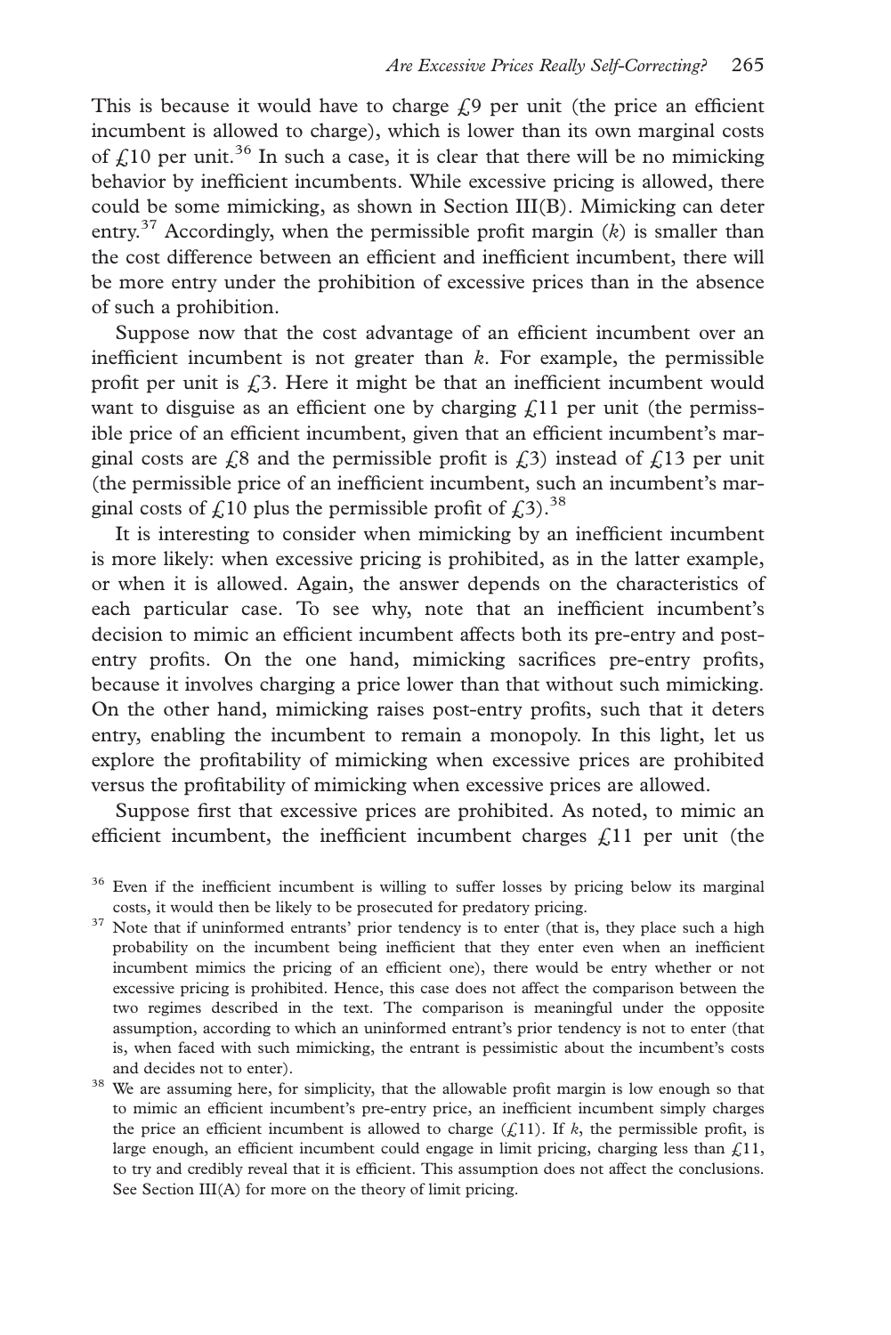This is because it would have to charge £9 per unit (the price an efficient incumbent is allowed to charge), which is lower than its own marginal costs of £10 per unit.[36] In such a case, it is clear that there will be no mimicking behavior by inefficient incumbents. While excessive pricing is allowed, there could be some mimicking, as shown in Section III(B). Mimicking can deter entry.[37] Accordingly, when the permissible profit margin ($k$) is smaller than the cost difference between an efficient and inefficient incumbent, there will be more entry under the prohibition of excessive prices than in the absence of such a prohibition.

Suppose now that the cost advantage of an efficient incumbent over an inefficient incumbent is not greater than $k$. For example, the permissible profit per unit is £3. Here it might be that an inefficient incumbent would want to disguise as an efficient one by charging £11 per unit (the permissible price of an efficient incumbent, given that an efficient incumbent's marginal costs are £8 and the permissible profit is £3) instead of £13 per unit (the permissible price of an inefficient incumbent, such an incumbent's marginal costs of £10 plus the permissible profit of £3).[38]

It is interesting to consider when mimicking by an inefficient incumbent is more likely: when excessive pricing is prohibited, as in the latter example, or when it is allowed. Again, the answer depends on the characteristics of each particular case. To see why, note that an inefficient incumbent's decision to mimic an efficient incumbent affects both its pre-entry and post-entry profits. On the one hand, mimicking sacrifices pre-entry profits, because it involves charging a price lower than that without such mimicking. On the other hand, mimicking raises post-entry profits, such that it deters entry, enabling the incumbent to remain a monopoly. In this light, let us explore the profitability of mimicking when excessive prices are prohibited versus the profitability of mimicking when excessive prices are allowed.

Suppose first that excessive prices are prohibited. As noted, to mimic an efficient incumbent, the inefficient incumbent charges £11 per unit (the

[36] Even if the inefficient incumbent is willing to suffer losses by pricing below its marginal costs, it would then be likely to be prosecuted for predatory pricing.

[37] Note that if uninformed entrants' prior tendency is to enter (that is, they place such a high probability on the incumbent being inefficient that they enter even when an inefficient incumbent mimics the pricing of an efficient one), there would be entry whether or not excessive pricing is prohibited. Hence, this case does not affect the comparison between the two regimes described in the text. The comparison is meaningful under the opposite assumption, according to which an uninformed entrant's prior tendency is not to enter (that is, when faced with such mimicking, the entrant is pessimistic about the incumbent's costs and decides not to enter).

[38] We are assuming here, for simplicity, that the allowable profit margin is low enough so that to mimic an efficient incumbent's pre-entry price, an inefficient incumbent simply charges the price an efficient incumbent is allowed to charge (£11). If $k$, the permissible profit, is large enough, an efficient incumbent could engage in limit pricing, charging less than £11, to try and credibly reveal that it is efficient. This assumption does not affect the conclusions. See Section III(A) for more on the theory of limit pricing.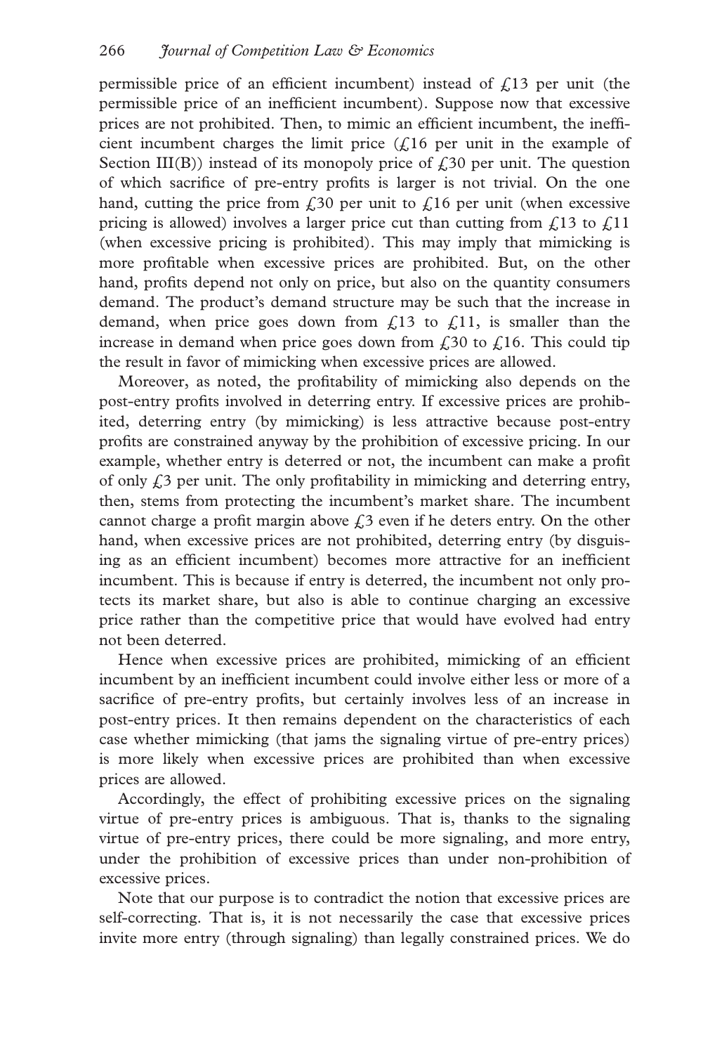permissible price of an efficient incumbent) instead of £13 per unit (the permissible price of an inefficient incumbent). Suppose now that excessive prices are not prohibited. Then, to mimic an efficient incumbent, the inefficient incumbent charges the limit price (£16 per unit in the example of Section III(B)) instead of its monopoly price of £30 per unit. The question of which sacrifice of pre-entry profits is larger is not trivial. On the one hand, cutting the price from £30 per unit to £16 per unit (when excessive pricing is allowed) involves a larger price cut than cutting from £13 to £11 (when excessive pricing is prohibited). This may imply that mimicking is more profitable when excessive prices are prohibited. But, on the other hand, profits depend not only on price, but also on the quantity consumers demand. The product's demand structure may be such that the increase in demand, when price goes down from £13 to £11, is smaller than the increase in demand when price goes down from £30 to £16. This could tip the result in favor of mimicking when excessive prices are allowed.

Moreover, as noted, the profitability of mimicking also depends on the post-entry profits involved in deterring entry. If excessive prices are prohibited, deterring entry (by mimicking) is less attractive because post-entry profits are constrained anyway by the prohibition of excessive pricing. In our example, whether entry is deterred or not, the incumbent can make a profit of only £3 per unit. The only profitability in mimicking and deterring entry, then, stems from protecting the incumbent's market share. The incumbent cannot charge a profit margin above £3 even if he deters entry. On the other hand, when excessive prices are not prohibited, deterring entry (by disguising as an efficient incumbent) becomes more attractive for an inefficient incumbent. This is because if entry is deterred, the incumbent not only protects its market share, but also is able to continue charging an excessive price rather than the competitive price that would have evolved had entry not been deterred.

Hence when excessive prices are prohibited, mimicking of an efficient incumbent by an inefficient incumbent could involve either less or more of a sacrifice of pre-entry profits, but certainly involves less of an increase in post-entry prices. It then remains dependent on the characteristics of each case whether mimicking (that jams the signaling virtue of pre-entry prices) is more likely when excessive prices are prohibited than when excessive prices are allowed.

Accordingly, the effect of prohibiting excessive prices on the signaling virtue of pre-entry prices is ambiguous. That is, thanks to the signaling virtue of pre-entry prices, there could be more signaling, and more entry, under the prohibition of excessive prices than under non-prohibition of excessive prices.

Note that our purpose is to contradict the notion that excessive prices are self-correcting. That is, it is not necessarily the case that excessive prices invite more entry (through signaling) than legally constrained prices. We do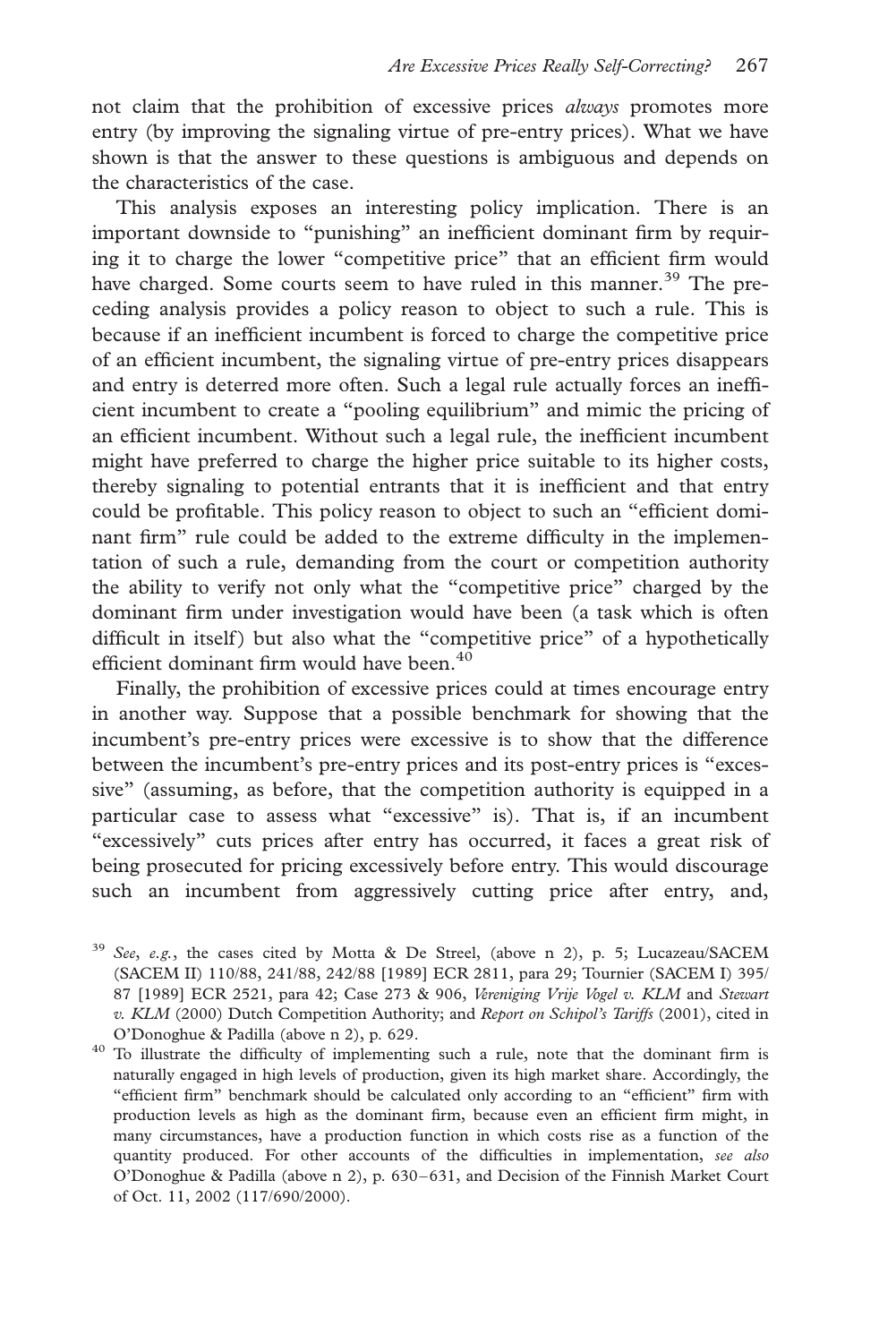not claim that the prohibition of excessive prices *always* promotes more entry (by improving the signaling virtue of pre-entry prices). What we have shown is that the answer to these questions is ambiguous and depends on the characteristics of the case.

This analysis exposes an interesting policy implication. There is an important downside to "punishing" an inefficient dominant firm by requiring it to charge the lower "competitive price" that an efficient firm would have charged. Some courts seem to have ruled in this manner.[39] The preceding analysis provides a policy reason to object to such a rule. This is because if an inefficient incumbent is forced to charge the competitive price of an efficient incumbent, the signaling virtue of pre-entry prices disappears and entry is deterred more often. Such a legal rule actually forces an inefficient incumbent to create a "pooling equilibrium" and mimic the pricing of an efficient incumbent. Without such a legal rule, the inefficient incumbent might have preferred to charge the higher price suitable to its higher costs, thereby signaling to potential entrants that it is inefficient and that entry could be profitable. This policy reason to object to such an "efficient dominant firm" rule could be added to the extreme difficulty in the implementation of such a rule, demanding from the court or competition authority the ability to verify not only what the "competitive price" charged by the dominant firm under investigation would have been (a task which is often difficult in itself) but also what the "competitive price" of a hypothetically efficient dominant firm would have been.[40]

Finally, the prohibition of excessive prices could at times encourage entry in another way. Suppose that a possible benchmark for showing that the incumbent's pre-entry prices were excessive is to show that the difference between the incumbent's pre-entry prices and its post-entry prices is "excessive" (assuming, as before, that the competition authority is equipped in a particular case to assess what "excessive" is). That is, if an incumbent "excessively" cuts prices after entry has occurred, it faces a great risk of being prosecuted for pricing excessively before entry. This would discourage such an incumbent from aggressively cutting price after entry, and,

---

[39] *See*, *e.g.*, the cases cited by Motta & De Streel, (above n 2), p. 5; Lucazeau/SACEM (SACEM II) 110/88, 241/88, 242/88 [1989] ECR 2811, para 29; Tournier (SACEM I) 395/87 [1989] ECR 2521, para 42; Case 273 & 906, *Vereniging Vrije Vogel v. KLM* and *Stewart v. KLM* (2000) Dutch Competition Authority; and *Report on Schipol's Tariffs* (2001), cited in O'Donoghue & Padilla (above n 2), p. 629.

[40] To illustrate the difficulty of implementing such a rule, note that the dominant firm is naturally engaged in high levels of production, given its high market share. Accordingly, the "efficient firm" benchmark should be calculated only according to an "efficient" firm with production levels as high as the dominant firm, because even an efficient firm might, in many circumstances, have a production function in which costs rise as a function of the quantity produced. For other accounts of the difficulties in implementation, *see also* O'Donoghue & Padilla (above n 2), p. 630–631, and Decision of the Finnish Market Court of Oct. 11, 2002 (117/690/2000).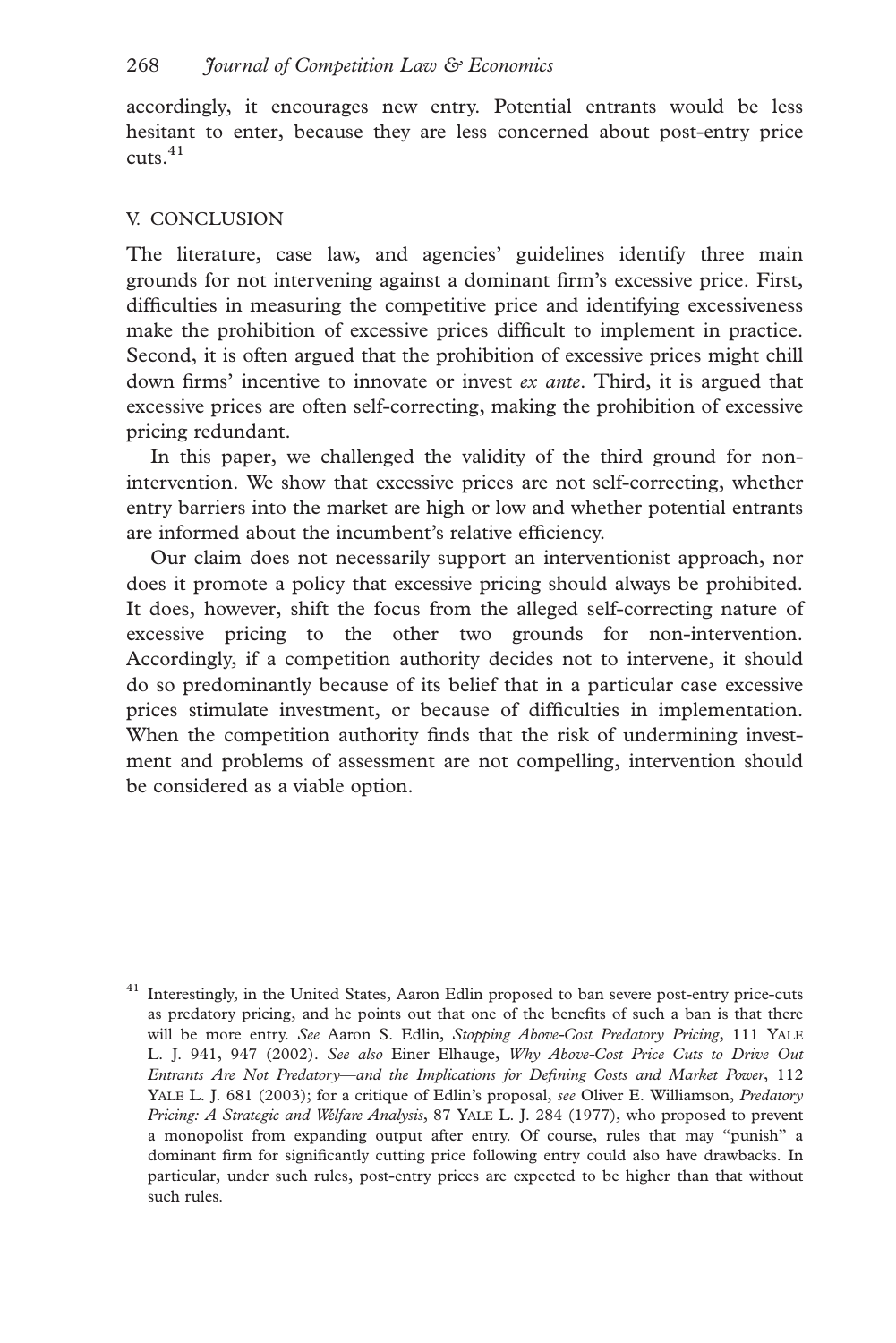accordingly, it encourages new entry. Potential entrants would be less hesitant to enter, because they are less concerned about post-entry price cuts.[41]

## V. CONCLUSION

The literature, case law, and agencies' guidelines identify three main grounds for not intervening against a dominant firm's excessive price. First, difficulties in measuring the competitive price and identifying excessiveness make the prohibition of excessive prices difficult to implement in practice. Second, it is often argued that the prohibition of excessive prices might chill down firms' incentive to innovate or invest *ex ante*. Third, it is argued that excessive prices are often self-correcting, making the prohibition of excessive pricing redundant.

In this paper, we challenged the validity of the third ground for non-intervention. We show that excessive prices are not self-correcting, whether entry barriers into the market are high or low and whether potential entrants are informed about the incumbent's relative efficiency.

Our claim does not necessarily support an interventionist approach, nor does it promote a policy that excessive pricing should always be prohibited. It does, however, shift the focus from the alleged self-correcting nature of excessive pricing to the other two grounds for non-intervention. Accordingly, if a competition authority decides not to intervene, it should do so predominantly because of its belief that in a particular case excessive prices stimulate investment, or because of difficulties in implementation. When the competition authority finds that the risk of undermining investment and problems of assessment are not compelling, intervention should be considered as a viable option.

---

[41] Interestingly, in the United States, Aaron Edlin proposed to ban severe post-entry price-cuts as predatory pricing, and he points out that one of the benefits of such a ban is that there will be more entry. *See* Aaron S. Edlin, *Stopping Above-Cost Predatory Pricing*, 111 YALE L. J. 941, 947 (2002). *See also* Einer Elhauge, *Why Above-Cost Price Cuts to Drive Out Entrants Are Not Predatory—and the Implications for Defining Costs and Market Power*, 112 YALE L. J. 681 (2003); for a critique of Edlin's proposal, *see* Oliver E. Williamson, *Predatory Pricing: A Strategic and Welfare Analysis*, 87 YALE L. J. 284 (1977), who proposed to prevent a monopolist from expanding output after entry. Of course, rules that may "punish" a dominant firm for significantly cutting price following entry could also have drawbacks. In particular, under such rules, post-entry prices are expected to be higher than that without such rules.